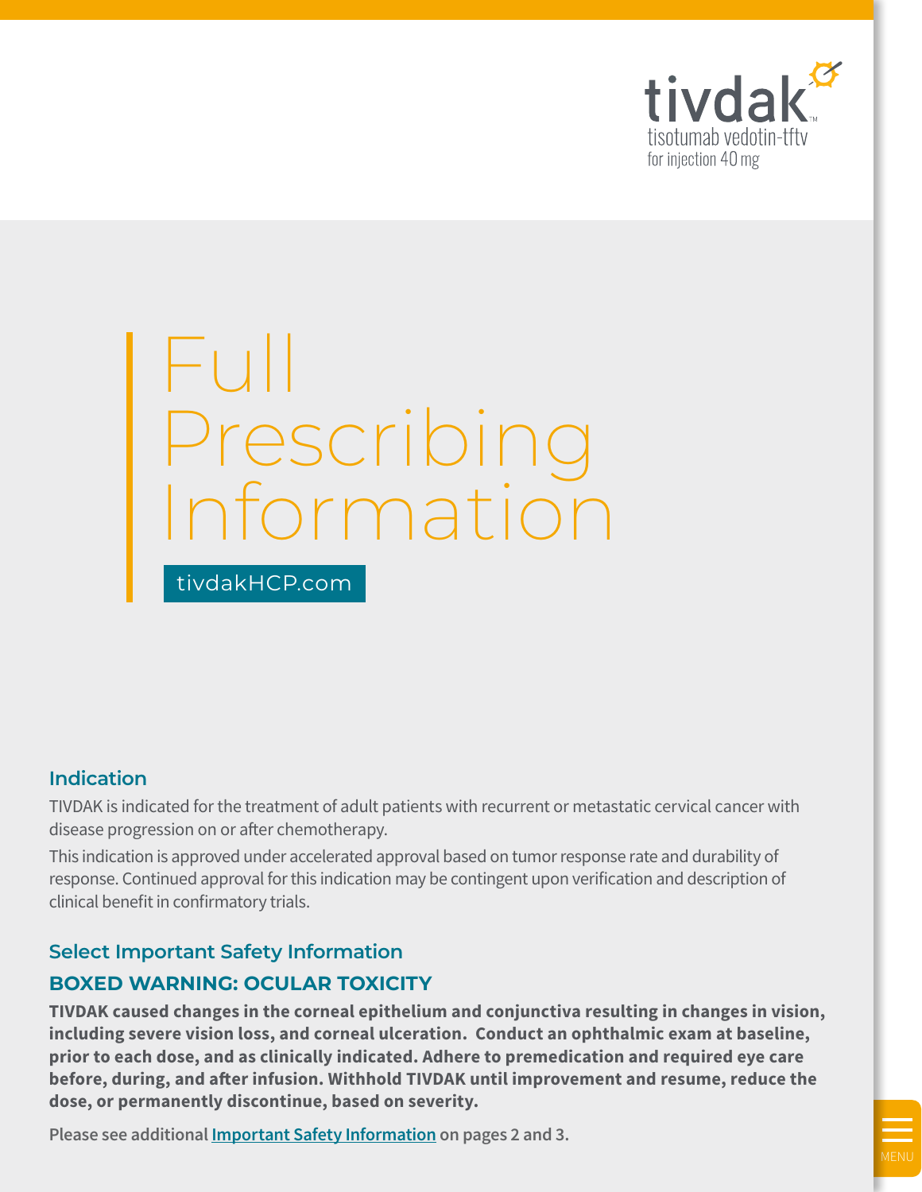tivdak™

tisotumab vedotin-tftv

for injection 40 mg

# Full Prescribing Information

tivdakHCP.com

## Indication

TIVDAK is indicated for the treatment of adult patients with recurrent or metastatic cervical cancer with disease progression on or after chemotherapy.

This indication is approved under accelerated approval based on tumor response rate and durability of response. Continued approval for this indication may be contingent upon verification and description of clinical benefit in confirmatory trials.

## Select Important Safety Information

### BOXED WARNING: OCULAR TOXICITY

**TIVDAK caused changes in the corneal epithelium and conjunctiva resulting in changes in vision, including severe vision loss, and corneal ulceration. Conduct an ophthalmic exam at baseline, prior to each dose, and as clinically indicated. Adhere to premedication and required eye care before, during, and after infusion. Withhold TIVDAK until improvement and resume, reduce the dose, or permanently discontinue, based on severity.**

**Please see additional Important Safety Information on pages 2 and 3.**

MENU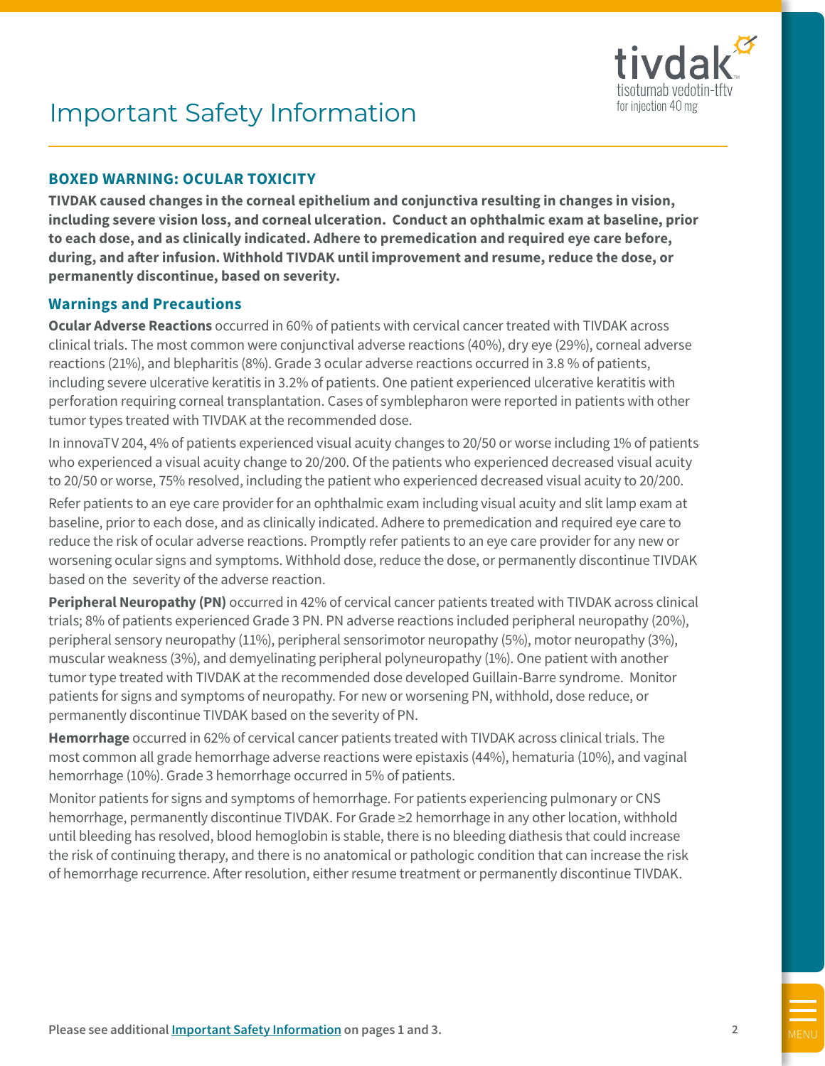# Important Safety Information

## BOXED WARNING: OCULAR TOXICITY

**TIVDAK caused changes in the corneal epithelium and conjunctiva resulting in changes in vision, including severe vision loss, and corneal ulceration. Conduct an ophthalmic exam at baseline, prior to each dose, and as clinically indicated. Adhere to premedication and required eye care before, during, and after infusion. Withhold TIVDAK until improvement and resume, reduce the dose, or permanently discontinue, based on severity.**

## Warnings and Precautions

**Ocular Adverse Reactions** occurred in 60% of patients with cervical cancer treated with TIVDAK across clinical trials. The most common were conjunctival adverse reactions (40%), dry eye (29%), corneal adverse reactions (21%), and blepharitis (8%). Grade 3 ocular adverse reactions occurred in 3.8 % of patients, including severe ulcerative keratitis in 3.2% of patients. One patient experienced ulcerative keratitis with perforation requiring corneal transplantation. Cases of symblepharon were reported in patients with other tumor types treated with TIVDAK at the recommended dose.

In innovaTV 204, 4% of patients experienced visual acuity changes to 20/50 or worse including 1% of patients who experienced a visual acuity change to 20/200. Of the patients who experienced decreased visual acuity to 20/50 or worse, 75% resolved, including the patient who experienced decreased visual acuity to 20/200.

Refer patients to an eye care provider for an ophthalmic exam including visual acuity and slit lamp exam at baseline, prior to each dose, and as clinically indicated. Adhere to premedication and required eye care to reduce the risk of ocular adverse reactions. Promptly refer patients to an eye care provider for any new or worsening ocular signs and symptoms. Withhold dose, reduce the dose, or permanently discontinue TIVDAK based on the severity of the adverse reaction.

**Peripheral Neuropathy (PN)** occurred in 42% of cervical cancer patients treated with TIVDAK across clinical trials; 8% of patients experienced Grade 3 PN. PN adverse reactions included peripheral neuropathy (20%), peripheral sensory neuropathy (11%), peripheral sensorimotor neuropathy (5%), motor neuropathy (3%), muscular weakness (3%), and demyelinating peripheral polyneuropathy (1%). One patient with another tumor type treated with TIVDAK at the recommended dose developed Guillain-Barre syndrome. Monitor patients for signs and symptoms of neuropathy. For new or worsening PN, withhold, dose reduce, or permanently discontinue TIVDAK based on the severity of PN.

**Hemorrhage** occurred in 62% of cervical cancer patients treated with TIVDAK across clinical trials. The most common all grade hemorrhage adverse reactions were epistaxis (44%), hematuria (10%), and vaginal hemorrhage (10%). Grade 3 hemorrhage occurred in 5% of patients.

Monitor patients for signs and symptoms of hemorrhage. For patients experiencing pulmonary or CNS hemorrhage, permanently discontinue TIVDAK. For Grade ≥2 hemorrhage in any other location, withhold until bleeding has resolved, blood hemoglobin is stable, there is no bleeding diathesis that could increase the risk of continuing therapy, and there is no anatomical or pathologic condition that can increase the risk of hemorrhage recurrence. After resolution, either resume treatment or permanently discontinue TIVDAK.

**Please see additional Important Safety Information on pages 1 and 3.**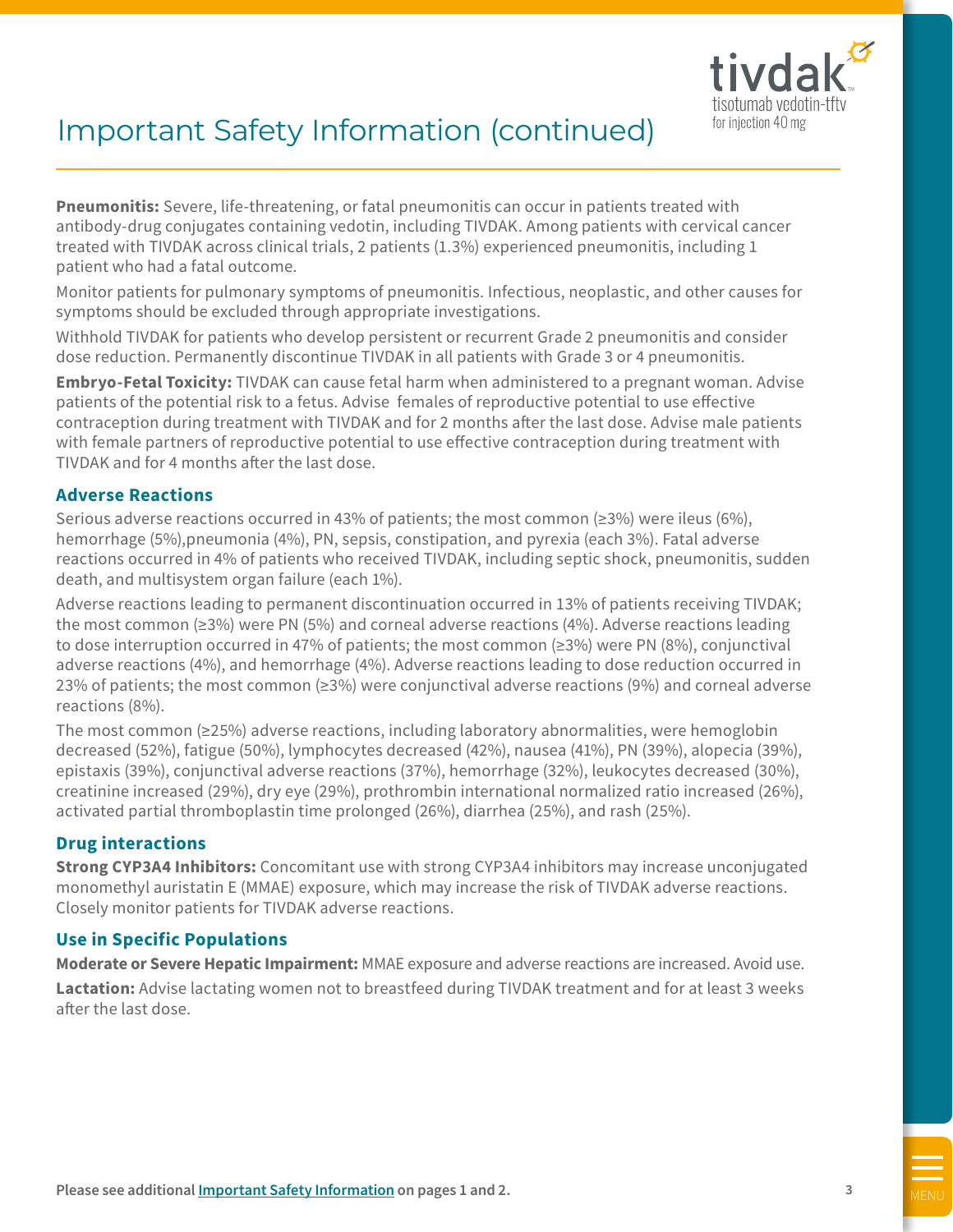# Important Safety Information (continued)

**Pneumonitis:** Severe, life-threatening, or fatal pneumonitis can occur in patients treated with antibody-drug conjugates containing vedotin, including TIVDAK. Among patients with cervical cancer treated with TIVDAK across clinical trials, 2 patients (1.3%) experienced pneumonitis, including 1 patient who had a fatal outcome.

Monitor patients for pulmonary symptoms of pneumonitis. Infectious, neoplastic, and other causes for symptoms should be excluded through appropriate investigations.

Withhold TIVDAK for patients who develop persistent or recurrent Grade 2 pneumonitis and consider dose reduction. Permanently discontinue TIVDAK in all patients with Grade 3 or 4 pneumonitis.

**Embryo-Fetal Toxicity:** TIVDAK can cause fetal harm when administered to a pregnant woman. Advise patients of the potential risk to a fetus. Advise females of reproductive potential to use effective contraception during treatment with TIVDAK and for 2 months after the last dose. Advise male patients with female partners of reproductive potential to use effective contraception during treatment with TIVDAK and for 4 months after the last dose.

## Adverse Reactions

Serious adverse reactions occurred in 43% of patients; the most common (≥3%) were ileus (6%), hemorrhage (5%),pneumonia (4%), PN, sepsis, constipation, and pyrexia (each 3%). Fatal adverse reactions occurred in 4% of patients who received TIVDAK, including septic shock, pneumonitis, sudden death, and multisystem organ failure (each 1%).

Adverse reactions leading to permanent discontinuation occurred in 13% of patients receiving TIVDAK; the most common (≥3%) were PN (5%) and corneal adverse reactions (4%). Adverse reactions leading to dose interruption occurred in 47% of patients; the most common (≥3%) were PN (8%), conjunctival adverse reactions (4%), and hemorrhage (4%). Adverse reactions leading to dose reduction occurred in 23% of patients; the most common (≥3%) were conjunctival adverse reactions (9%) and corneal adverse reactions (8%).

The most common (≥25%) adverse reactions, including laboratory abnormalities, were hemoglobin decreased (52%), fatigue (50%), lymphocytes decreased (42%), nausea (41%), PN (39%), alopecia (39%), epistaxis (39%), conjunctival adverse reactions (37%), hemorrhage (32%), leukocytes decreased (30%), creatinine increased (29%), dry eye (29%), prothrombin international normalized ratio increased (26%), activated partial thromboplastin time prolonged (26%), diarrhea (25%), and rash (25%).

## Drug interactions

**Strong CYP3A4 Inhibitors:** Concomitant use with strong CYP3A4 inhibitors may increase unconjugated monomethyl auristatin E (MMAE) exposure, which may increase the risk of TIVDAK adverse reactions. Closely monitor patients for TIVDAK adverse reactions.

## Use in Specific Populations

**Moderate or Severe Hepatic Impairment:** MMAE exposure and adverse reactions are increased. Avoid use.

**Lactation:** Advise lactating women not to breastfeed during TIVDAK treatment and for at least 3 weeks after the last dose.

**Please see additional Important Safety Information on pages 1 and 2.**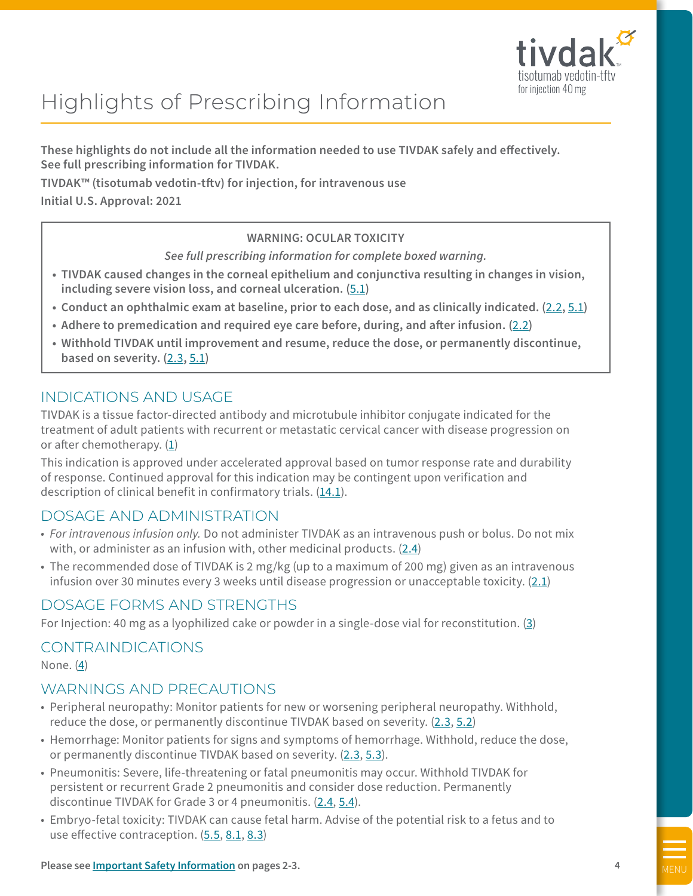# Highlights of Prescribing Information

**These highlights do not include all the information needed to use TIVDAK safely and effectively. See full prescribing information for TIVDAK.**

**TIVDAK™ (tisotumab vedotin-tftv) for injection, for intravenous use**

**Initial U.S. Approval: 2021**

> **WARNING: OCULAR TOXICITY**
>
> ***See full prescribing information for complete boxed warning.***
>
> - **TIVDAK caused changes in the corneal epithelium and conjunctiva resulting in changes in vision, including severe vision loss, and corneal ulceration. (5.1)**
> - **Conduct an ophthalmic exam at baseline, prior to each dose, and as clinically indicated. (2.2, 5.1)**
> - **Adhere to premedication and required eye care before, during, and after infusion. (2.2)**
> - **Withhold TIVDAK until improvement and resume, reduce the dose, or permanently discontinue, based on severity. (2.3, 5.1)**

## INDICATIONS AND USAGE

TIVDAK is a tissue factor-directed antibody and microtubule inhibitor conjugate indicated for the treatment of adult patients with recurrent or metastatic cervical cancer with disease progression on or after chemotherapy. (1)

This indication is approved under accelerated approval based on tumor response rate and durability of response. Continued approval for this indication may be contingent upon verification and description of clinical benefit in confirmatory trials. (14.1).

## DOSAGE AND ADMINISTRATION

- *For intravenous infusion only.* Do not administer TIVDAK as an intravenous push or bolus. Do not mix with, or administer as an infusion with, other medicinal products. (2.4)
- The recommended dose of TIVDAK is 2 mg/kg (up to a maximum of 200 mg) given as an intravenous infusion over 30 minutes every 3 weeks until disease progression or unacceptable toxicity. (2.1)

## DOSAGE FORMS AND STRENGTHS

For Injection: 40 mg as a lyophilized cake or powder in a single-dose vial for reconstitution. (3)

## CONTRAINDICATIONS

None. (4)

## WARNINGS AND PRECAUTIONS

- Peripheral neuropathy: Monitor patients for new or worsening peripheral neuropathy. Withhold, reduce the dose, or permanently discontinue TIVDAK based on severity. (2.3, 5.2)
- Hemorrhage: Monitor patients for signs and symptoms of hemorrhage. Withhold, reduce the dose, or permanently discontinue TIVDAK based on severity. (2.3, 5.3).
- Pneumonitis: Severe, life-threatening or fatal pneumonitis may occur. Withhold TIVDAK for persistent or recurrent Grade 2 pneumonitis and consider dose reduction. Permanently discontinue TIVDAK for Grade 3 or 4 pneumonitis. (2.4, 5.4).
- Embryo-fetal toxicity: TIVDAK can cause fetal harm. Advise of the potential risk to a fetus and to use effective contraception. (5.5, 8.1, 8.3)

**Please see Important Safety Information on pages 2-3.**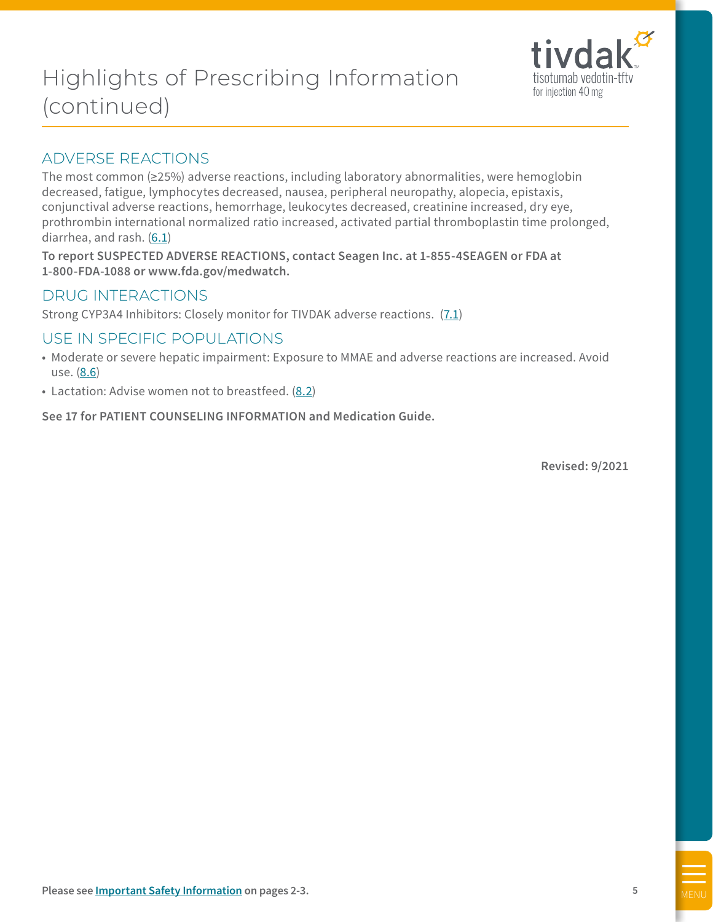# Highlights of Prescribing Information (continued)

## ADVERSE REACTIONS

The most common (≥25%) adverse reactions, including laboratory abnormalities, were hemoglobin decreased, fatigue, lymphocytes decreased, nausea, peripheral neuropathy, alopecia, epistaxis, conjunctival adverse reactions, hemorrhage, leukocytes decreased, creatinine increased, dry eye, prothrombin international normalized ratio increased, activated partial thromboplastin time prolonged, diarrhea, and rash. (6.1)

**To report SUSPECTED ADVERSE REACTIONS, contact Seagen Inc. at 1-855-4SEAGEN or FDA at 1-800-FDA-1088 or www.fda.gov/medwatch.**

## DRUG INTERACTIONS

Strong CYP3A4 Inhibitors: Closely monitor for TIVDAK adverse reactions. (7.1)

## USE IN SPECIFIC POPULATIONS

- Moderate or severe hepatic impairment: Exposure to MMAE and adverse reactions are increased. Avoid use. (8.6)
- Lactation: Advise women not to breastfeed. (8.2)

**See 17 for PATIENT COUNSELING INFORMATION and Medication Guide.**

**Revised: 9/2021**

**Please see Important Safety Information on pages 2-3.**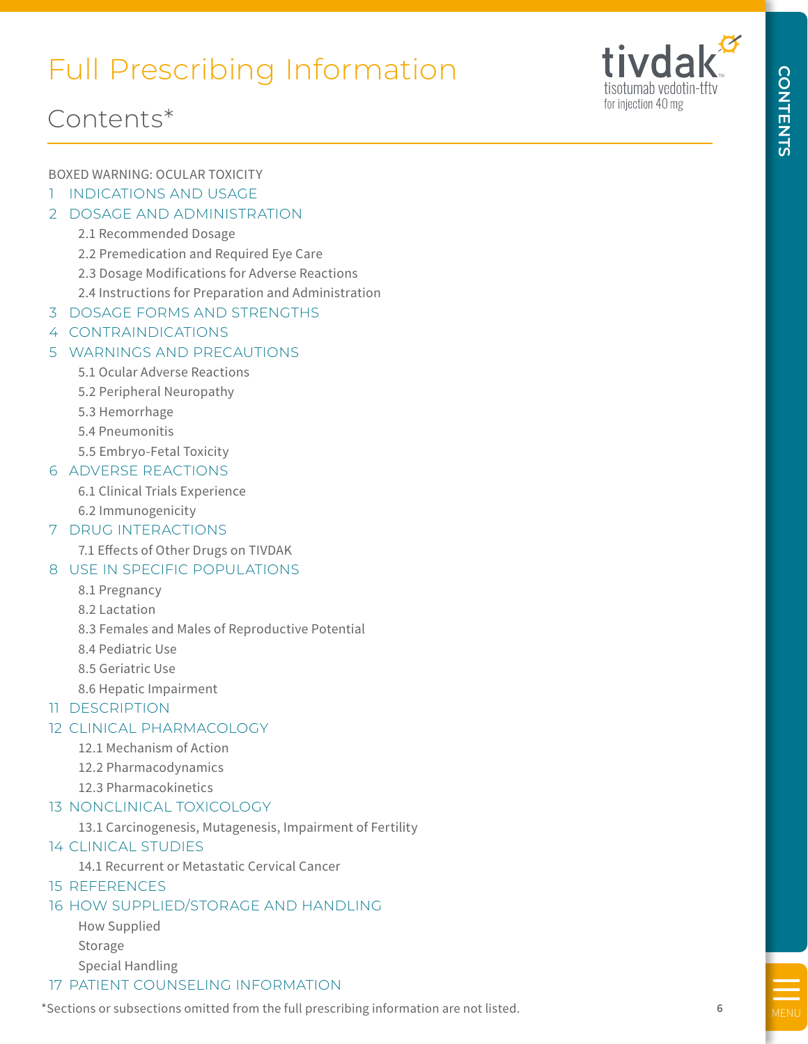# Full Prescribing Information

## Contents*

BOXED WARNING: OCULAR TOXICITY

1 INDICATIONS AND USAGE

2 DOSAGE AND ADMINISTRATION
- 2.1 Recommended Dosage
- 2.2 Premedication and Required Eye Care
- 2.3 Dosage Modifications for Adverse Reactions
- 2.4 Instructions for Preparation and Administration

3 DOSAGE FORMS AND STRENGTHS

4 CONTRAINDICATIONS

5 WARNINGS AND PRECAUTIONS
- 5.1 Ocular Adverse Reactions
- 5.2 Peripheral Neuropathy
- 5.3 Hemorrhage
- 5.4 Pneumonitis
- 5.5 Embryo-Fetal Toxicity

6 ADVERSE REACTIONS
- 6.1 Clinical Trials Experience
- 6.2 Immunogenicity

7 DRUG INTERACTIONS
- 7.1 Effects of Other Drugs on TIVDAK

8 USE IN SPECIFIC POPULATIONS
- 8.1 Pregnancy
- 8.2 Lactation
- 8.3 Females and Males of Reproductive Potential
- 8.4 Pediatric Use
- 8.5 Geriatric Use
- 8.6 Hepatic Impairment

11 DESCRIPTION

12 CLINICAL PHARMACOLOGY
- 12.1 Mechanism of Action
- 12.2 Pharmacodynamics
- 12.3 Pharmacokinetics

13 NONCLINICAL TOXICOLOGY
- 13.1 Carcinogenesis, Mutagenesis, Impairment of Fertility

14 CLINICAL STUDIES
- 14.1 Recurrent or Metastatic Cervical Cancer

15 REFERENCES

16 HOW SUPPLIED/STORAGE AND HANDLING
- How Supplied
- Storage
- Special Handling

17 PATIENT COUNSELING INFORMATION

*Sections or subsections omitted from the full prescribing information are not listed.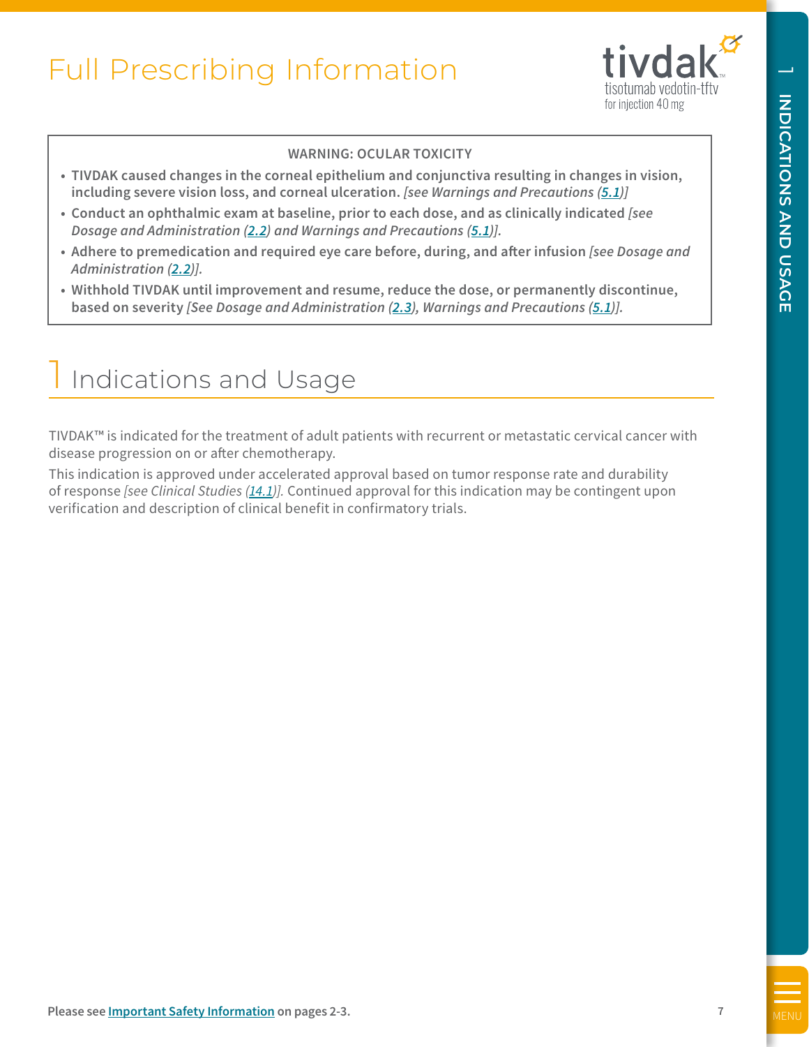# Full Prescribing Information

**WARNING: OCULAR TOXICITY**

- **TIVDAK caused changes in the corneal epithelium and conjunctiva resulting in changes in vision, including severe vision loss, and corneal ulceration.** *[see Warnings and Precautions (5.1)]*
- **Conduct an ophthalmic exam at baseline, prior to each dose, and as clinically indicated** *[see Dosage and Administration (2.2) and Warnings and Precautions (5.1)].*
- **Adhere to premedication and required eye care before, during, and after infusion** *[see Dosage and Administration (2.2)].*
- **Withhold TIVDAK until improvement and resume, reduce the dose, or permanently discontinue, based on severity** *[See Dosage and Administration (2.3), Warnings and Precautions (5.1)].*

## 1 Indications and Usage

TIVDAK™ is indicated for the treatment of adult patients with recurrent or metastatic cervical cancer with disease progression on or after chemotherapy.

This indication is approved under accelerated approval based on tumor response rate and durability of response *[see Clinical Studies (14.1)].* Continued approval for this indication may be contingent upon verification and description of clinical benefit in confirmatory trials.

Please see Important Safety Information on pages 2-3.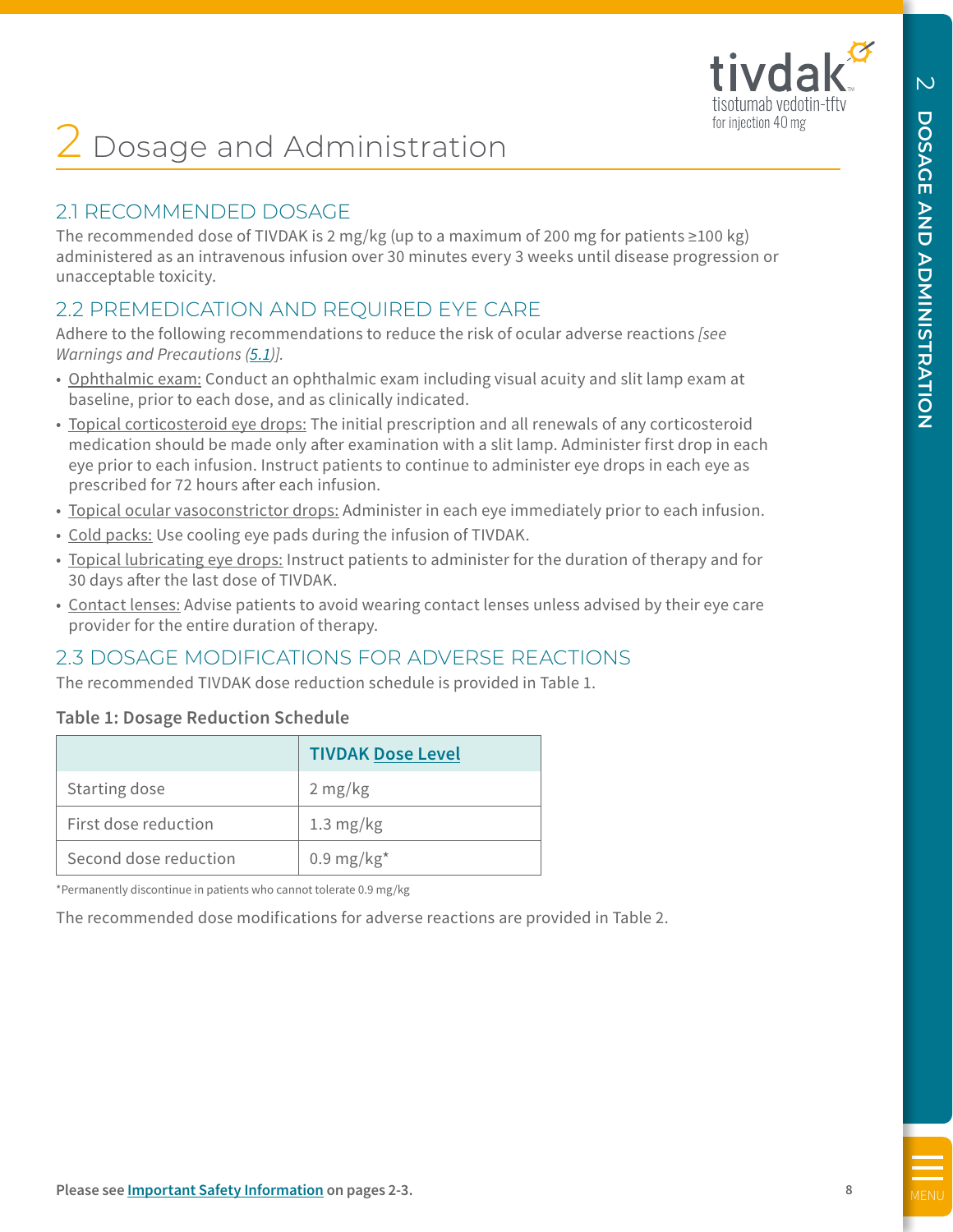# 2 Dosage and Administration

## 2.1 RECOMMENDED DOSAGE

The recommended dose of TIVDAK is 2 mg/kg (up to a maximum of 200 mg for patients ≥100 kg) administered as an intravenous infusion over 30 minutes every 3 weeks until disease progression or unacceptable toxicity.

## 2.2 PREMEDICATION AND REQUIRED EYE CARE

Adhere to the following recommendations to reduce the risk of ocular adverse reactions *[see Warnings and Precautions (5.1)]*.

- Ophthalmic exam: Conduct an ophthalmic exam including visual acuity and slit lamp exam at baseline, prior to each dose, and as clinically indicated.
- Topical corticosteroid eye drops: The initial prescription and all renewals of any corticosteroid medication should be made only after examination with a slit lamp. Administer first drop in each eye prior to each infusion. Instruct patients to continue to administer eye drops in each eye as prescribed for 72 hours after each infusion.
- Topical ocular vasoconstrictor drops: Administer in each eye immediately prior to each infusion.
- Cold packs: Use cooling eye pads during the infusion of TIVDAK.
- Topical lubricating eye drops: Instruct patients to administer for the duration of therapy and for 30 days after the last dose of TIVDAK.
- Contact lenses: Advise patients to avoid wearing contact lenses unless advised by their eye care provider for the entire duration of therapy.

## 2.3 DOSAGE MODIFICATIONS FOR ADVERSE REACTIONS

The recommended TIVDAK dose reduction schedule is provided in Table 1.

**Table 1: Dosage Reduction Schedule**

| | TIVDAK Dose Level |
|---|---|
| Starting dose | 2 mg/kg |
| First dose reduction | 1.3 mg/kg |
| Second dose reduction | 0.9 mg/kg* |

*Permanently discontinue in patients who cannot tolerate 0.9 mg/kg

The recommended dose modifications for adverse reactions are provided in Table 2.

Please see **Important Safety Information** on pages 2-3.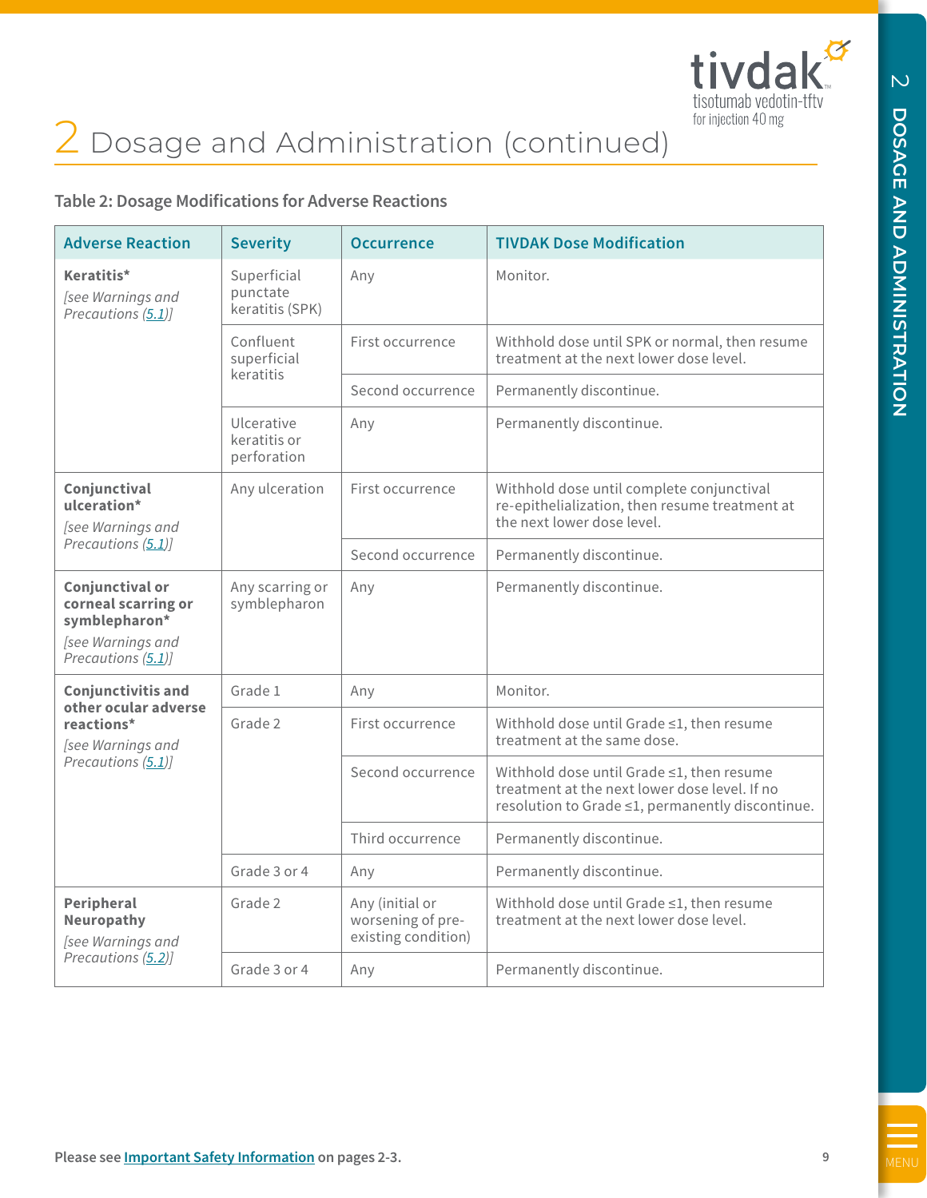# 2 Dosage and Administration (continued)

**Table 2: Dosage Modifications for Adverse Reactions**

| Adverse Reaction | Severity | Occurrence | TIVDAK Dose Modification |
|---|---|---|---|
| **Keratitis*** *[see Warnings and Precautions (5.1)]* | Superficial punctate keratitis (SPK) | Any | Monitor. |
| | Confluent superficial keratitis | First occurrence | Withhold dose until SPK or normal, then resume treatment at the next lower dose level. |
| | | Second occurrence | Permanently discontinue. |
| | Ulcerative keratitis or perforation | Any | Permanently discontinue. |
| **Conjunctival ulceration*** *[see Warnings and Precautions (5.1)]* | Any ulceration | First occurrence | Withhold dose until complete conjunctival re-epithelialization, then resume treatment at the next lower dose level. |
| | | Second occurrence | Permanently discontinue. |
| **Conjunctival or corneal scarring or symblepharon*** *[see Warnings and Precautions (5.1)]* | Any scarring or symblepharon | Any | Permanently discontinue. |
| **Conjunctivitis and other ocular adverse reactions*** *[see Warnings and Precautions (5.1)]* | Grade 1 | Any | Monitor. |
| | Grade 2 | First occurrence | Withhold dose until Grade ≤1, then resume treatment at the same dose. |
| | | Second occurrence | Withhold dose until Grade ≤1, then resume treatment at the next lower dose level. If no resolution to Grade ≤1, permanently discontinue. |
| | | Third occurrence | Permanently discontinue. |
| | Grade 3 or 4 | Any | Permanently discontinue. |
| **Peripheral Neuropathy** *[see Warnings and Precautions (5.2)]* | Grade 2 | Any (initial or worsening of pre-existing condition) | Withhold dose until Grade ≤1, then resume treatment at the next lower dose level. |
| | Grade 3 or 4 | Any | Permanently discontinue. |

Please see **Important Safety Information** on pages 2-3.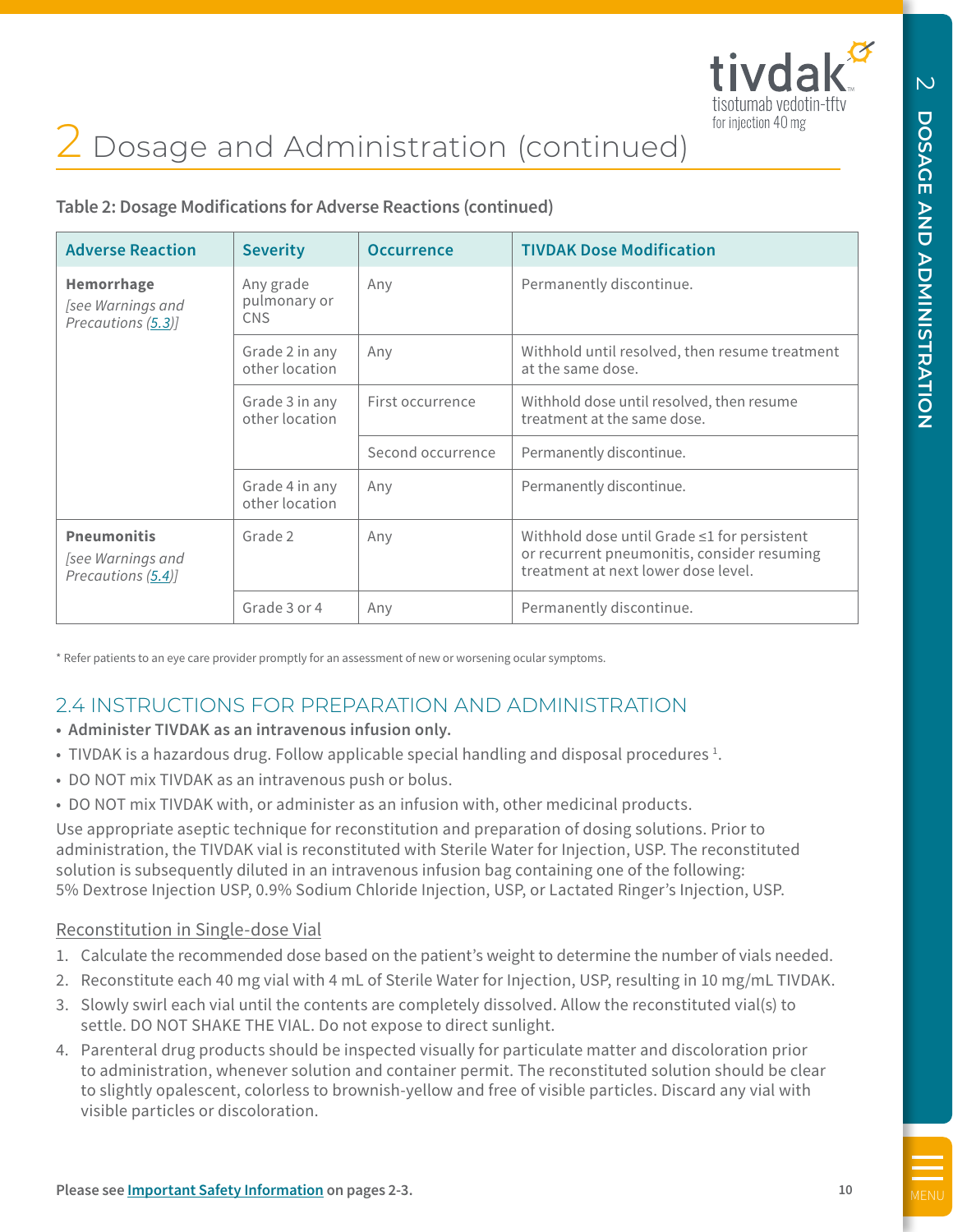## 2 Dosage and Administration (continued)

**Table 2: Dosage Modifications for Adverse Reactions (continued)**

| Adverse Reaction | Severity | Occurrence | TIVDAK Dose Modification |
|---|---|---|---|
| **Hemorrhage** *[see Warnings and Precautions (5.3)]* | Any grade pulmonary or CNS | Any | Permanently discontinue. |
| | Grade 2 in any other location | Any | Withhold until resolved, then resume treatment at the same dose. |
| | Grade 3 in any other location | First occurrence | Withhold dose until resolved, then resume treatment at the same dose. |
| | | Second occurrence | Permanently discontinue. |
| | Grade 4 in any other location | Any | Permanently discontinue. |
| **Pneumonitis** *[see Warnings and Precautions (5.4)]* | Grade 2 | Any | Withhold dose until Grade ≤1 for persistent or recurrent pneumonitis, consider resuming treatment at next lower dose level. |
| | Grade 3 or 4 | Any | Permanently discontinue. |

* Refer patients to an eye care provider promptly for an assessment of new or worsening ocular symptoms.

### 2.4 INSTRUCTIONS FOR PREPARATION AND ADMINISTRATION

- **Administer TIVDAK as an intravenous infusion only.**
- TIVDAK is a hazardous drug. Follow applicable special handling and disposal procedures [1].
- DO NOT mix TIVDAK as an intravenous push or bolus.
- DO NOT mix TIVDAK with, or administer as an infusion with, other medicinal products.

Use appropriate aseptic technique for reconstitution and preparation of dosing solutions. Prior to administration, the TIVDAK vial is reconstituted with Sterile Water for Injection, USP. The reconstituted solution is subsequently diluted in an intravenous infusion bag containing one of the following: 5% Dextrose Injection USP, 0.9% Sodium Chloride Injection, USP, or Lactated Ringer's Injection, USP.

#### Reconstitution in Single-dose Vial

1. Calculate the recommended dose based on the patient's weight to determine the number of vials needed.
2. Reconstitute each 40 mg vial with 4 mL of Sterile Water for Injection, USP, resulting in 10 mg/mL TIVDAK.
3. Slowly swirl each vial until the contents are completely dissolved. Allow the reconstituted vial(s) to settle. DO NOT SHAKE THE VIAL. Do not expose to direct sunlight.
4. Parenteral drug products should be inspected visually for particulate matter and discoloration prior to administration, whenever solution and container permit. The reconstituted solution should be clear to slightly opalescent, colorless to brownish-yellow and free of visible particles. Discard any vial with visible particles or discoloration.

Please see **Important Safety Information** on pages 2-3.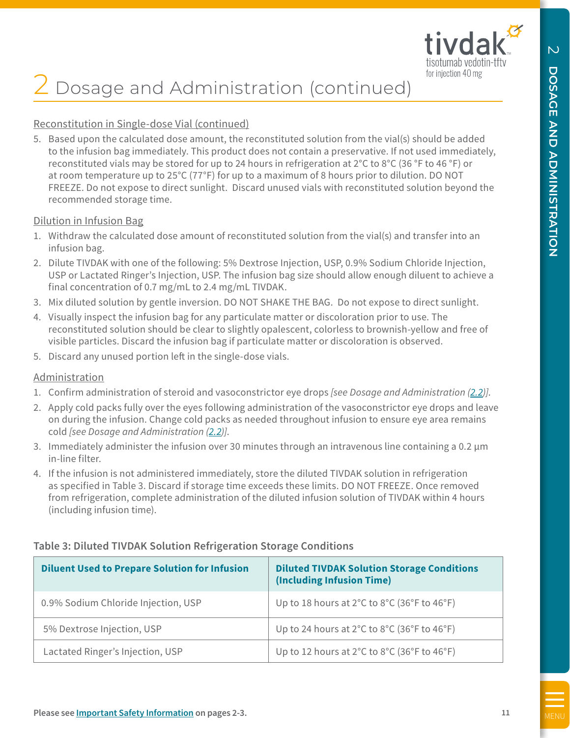# 2 Dosage and Administration (continued)

Reconstitution in Single-dose Vial (continued)

5. Based upon the calculated dose amount, the reconstituted solution from the vial(s) should be added to the infusion bag immediately. This product does not contain a preservative. If not used immediately, reconstituted vials may be stored for up to 24 hours in refrigeration at 2°C to 8°C (36 °F to 46 °F) or at room temperature up to 25°C (77°F) for up to a maximum of 8 hours prior to dilution. DO NOT FREEZE. Do not expose to direct sunlight. Discard unused vials with reconstituted solution beyond the recommended storage time.

Dilution in Infusion Bag

1. Withdraw the calculated dose amount of reconstituted solution from the vial(s) and transfer into an infusion bag.
2. Dilute TIVDAK with one of the following: 5% Dextrose Injection, USP, 0.9% Sodium Chloride Injection, USP or Lactated Ringer's Injection, USP. The infusion bag size should allow enough diluent to achieve a final concentration of 0.7 mg/mL to 2.4 mg/mL TIVDAK.
3. Mix diluted solution by gentle inversion. DO NOT SHAKE THE BAG. Do not expose to direct sunlight.
4. Visually inspect the infusion bag for any particulate matter or discoloration prior to use. The reconstituted solution should be clear to slightly opalescent, colorless to brownish-yellow and free of visible particles. Discard the infusion bag if particulate matter or discoloration is observed.
5. Discard any unused portion left in the single-dose vials.

Administration

1. Confirm administration of steroid and vasoconstrictor eye drops *[see Dosage and Administration (2.2)]*.
2. Apply cold packs fully over the eyes following administration of the vasoconstrictor eye drops and leave on during the infusion. Change cold packs as needed throughout infusion to ensure eye area remains cold *[see Dosage and Administration (2.2)]*.
3. Immediately administer the infusion over 30 minutes through an intravenous line containing a 0.2 µm in-line filter.
4. If the infusion is not administered immediately, store the diluted TIVDAK solution in refrigeration as specified in Table 3. Discard if storage time exceeds these limits. DO NOT FREEZE. Once removed from refrigeration, complete administration of the diluted infusion solution of TIVDAK within 4 hours (including infusion time).

**Table 3: Diluted TIVDAK Solution Refrigeration Storage Conditions**

| Diluent Used to Prepare Solution for Infusion | Diluted TIVDAK Solution Storage Conditions (Including Infusion Time) |
|---|---|
| 0.9% Sodium Chloride Injection, USP | Up to 18 hours at 2°C to 8°C (36°F to 46°F) |
| 5% Dextrose Injection, USP | Up to 24 hours at 2°C to 8°C (36°F to 46°F) |
| Lactated Ringer's Injection, USP | Up to 12 hours at 2°C to 8°C (36°F to 46°F) |

**Please see Important Safety Information on pages 2-3.**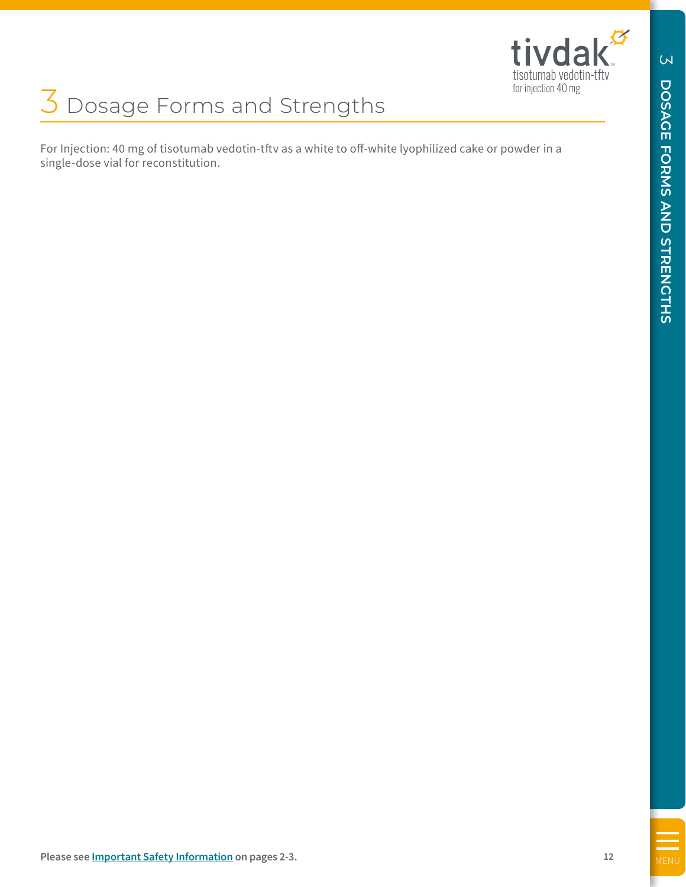# 3 Dosage Forms and Strengths

For Injection: 40 mg of tisotumab vedotin-tftv as a white to off-white lyophilized cake or powder in a single-dose vial for reconstitution.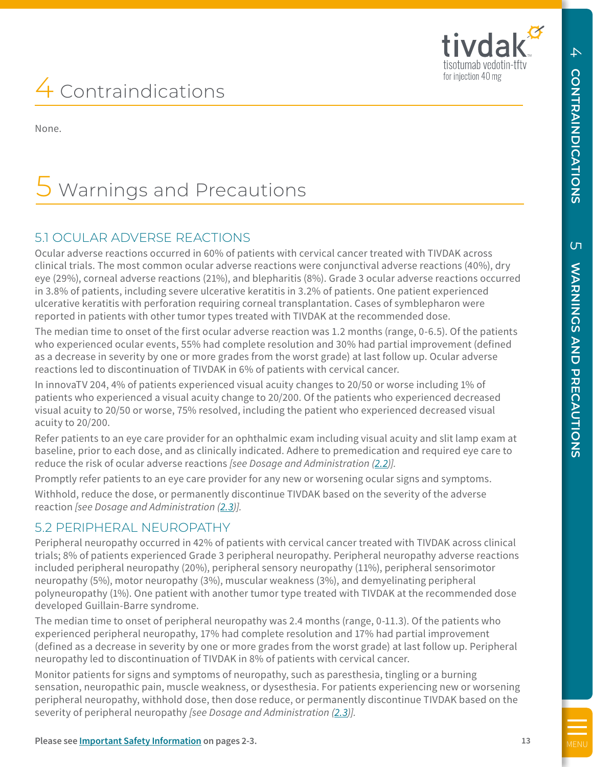# 4 Contraindications

None.

# 5 Warnings and Precautions

## 5.1 OCULAR ADVERSE REACTIONS

Ocular adverse reactions occurred in 60% of patients with cervical cancer treated with TIVDAK across clinical trials. The most common ocular adverse reactions were conjunctival adverse reactions (40%), dry eye (29%), corneal adverse reactions (21%), and blepharitis (8%). Grade 3 ocular adverse reactions occurred in 3.8% of patients, including severe ulcerative keratitis in 3.2% of patients. One patient experienced ulcerative keratitis with perforation requiring corneal transplantation. Cases of symblepharon were reported in patients with other tumor types treated with TIVDAK at the recommended dose.

The median time to onset of the first ocular adverse reaction was 1.2 months (range, 0-6.5). Of the patients who experienced ocular events, 55% had complete resolution and 30% had partial improvement (defined as a decrease in severity by one or more grades from the worst grade) at last follow up. Ocular adverse reactions led to discontinuation of TIVDAK in 6% of patients with cervical cancer.

In innovaTV 204, 4% of patients experienced visual acuity changes to 20/50 or worse including 1% of patients who experienced a visual acuity change to 20/200. Of the patients who experienced decreased visual acuity to 20/50 or worse, 75% resolved, including the patient who experienced decreased visual acuity to 20/200.

Refer patients to an eye care provider for an ophthalmic exam including visual acuity and slit lamp exam at baseline, prior to each dose, and as clinically indicated. Adhere to premedication and required eye care to reduce the risk of ocular adverse reactions *[see Dosage and Administration (2.2)].*

Promptly refer patients to an eye care provider for any new or worsening ocular signs and symptoms.

Withhold, reduce the dose, or permanently discontinue TIVDAK based on the severity of the adverse reaction *[see Dosage and Administration (2.3)].*

## 5.2 PERIPHERAL NEUROPATHY

Peripheral neuropathy occurred in 42% of patients with cervical cancer treated with TIVDAK across clinical trials; 8% of patients experienced Grade 3 peripheral neuropathy. Peripheral neuropathy adverse reactions included peripheral neuropathy (20%), peripheral sensory neuropathy (11%), peripheral sensorimotor neuropathy (5%), motor neuropathy (3%), muscular weakness (3%), and demyelinating peripheral polyneuropathy (1%). One patient with another tumor type treated with TIVDAK at the recommended dose developed Guillain-Barre syndrome.

The median time to onset of peripheral neuropathy was 2.4 months (range, 0-11.3). Of the patients who experienced peripheral neuropathy, 17% had complete resolution and 17% had partial improvement (defined as a decrease in severity by one or more grades from the worst grade) at last follow up. Peripheral neuropathy led to discontinuation of TIVDAK in 8% of patients with cervical cancer.

Monitor patients for signs and symptoms of neuropathy, such as paresthesia, tingling or a burning sensation, neuropathic pain, muscle weakness, or dysesthesia. For patients experiencing new or worsening peripheral neuropathy, withhold dose, then dose reduce, or permanently discontinue TIVDAK based on the severity of peripheral neuropathy *[see Dosage and Administration (2.3)].*

**Please see Important Safety Information on pages 2-3.**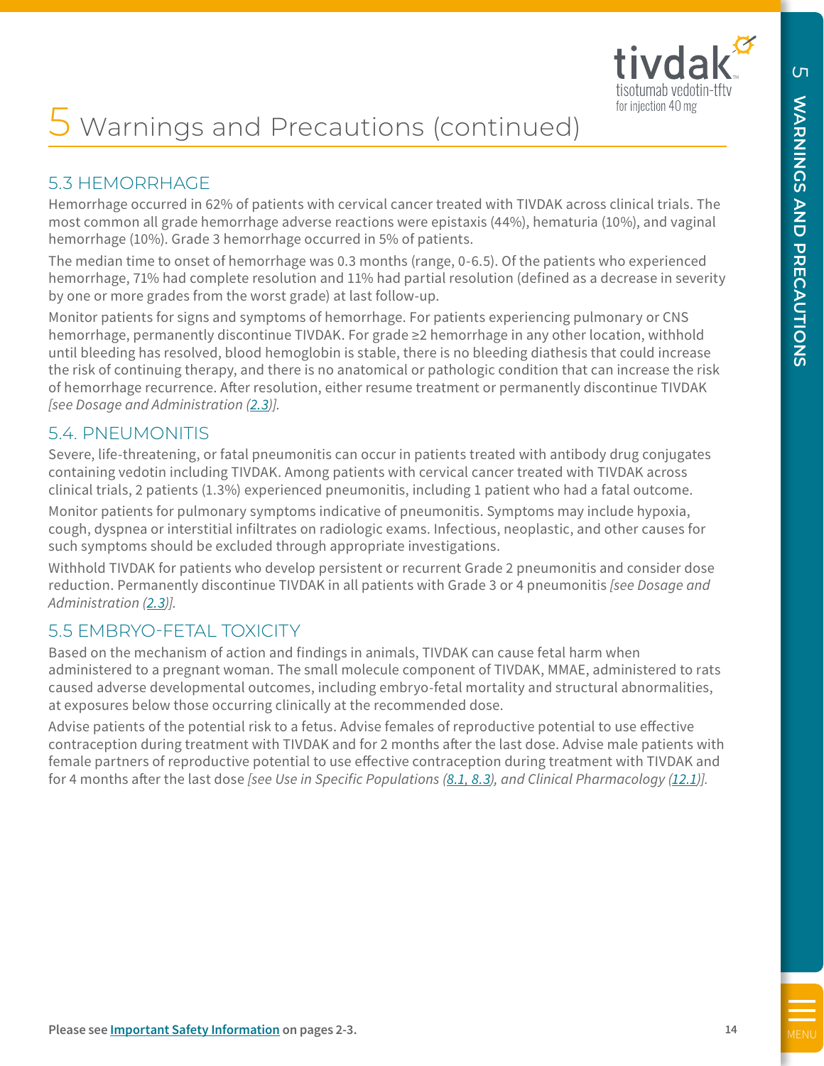# 5 Warnings and Precautions (continued)

## 5.3 HEMORRHAGE

Hemorrhage occurred in 62% of patients with cervical cancer treated with TIVDAK across clinical trials. The most common all grade hemorrhage adverse reactions were epistaxis (44%), hematuria (10%), and vaginal hemorrhage (10%). Grade 3 hemorrhage occurred in 5% of patients.

The median time to onset of hemorrhage was 0.3 months (range, 0-6.5). Of the patients who experienced hemorrhage, 71% had complete resolution and 11% had partial resolution (defined as a decrease in severity by one or more grades from the worst grade) at last follow-up.

Monitor patients for signs and symptoms of hemorrhage. For patients experiencing pulmonary or CNS hemorrhage, permanently discontinue TIVDAK. For grade ≥2 hemorrhage in any other location, withhold until bleeding has resolved, blood hemoglobin is stable, there is no bleeding diathesis that could increase the risk of continuing therapy, and there is no anatomical or pathologic condition that can increase the risk of hemorrhage recurrence. After resolution, either resume treatment or permanently discontinue TIVDAK *[see Dosage and Administration (2.3)]*.

## 5.4. PNEUMONITIS

Severe, life-threatening, or fatal pneumonitis can occur in patients treated with antibody drug conjugates containing vedotin including TIVDAK. Among patients with cervical cancer treated with TIVDAK across clinical trials, 2 patients (1.3%) experienced pneumonitis, including 1 patient who had a fatal outcome.

Monitor patients for pulmonary symptoms indicative of pneumonitis. Symptoms may include hypoxia, cough, dyspnea or interstitial infiltrates on radiologic exams. Infectious, neoplastic, and other causes for such symptoms should be excluded through appropriate investigations.

Withhold TIVDAK for patients who develop persistent or recurrent Grade 2 pneumonitis and consider dose reduction. Permanently discontinue TIVDAK in all patients with Grade 3 or 4 pneumonitis *[see Dosage and Administration (2.3)]*.

## 5.5 EMBRYO-FETAL TOXICITY

Based on the mechanism of action and findings in animals, TIVDAK can cause fetal harm when administered to a pregnant woman. The small molecule component of TIVDAK, MMAE, administered to rats caused adverse developmental outcomes, including embryo-fetal mortality and structural abnormalities, at exposures below those occurring clinically at the recommended dose.

Advise patients of the potential risk to a fetus. Advise females of reproductive potential to use effective contraception during treatment with TIVDAK and for 2 months after the last dose. Advise male patients with female partners of reproductive potential to use effective contraception during treatment with TIVDAK and for 4 months after the last dose *[see Use in Specific Populations (8.1, 8.3), and Clinical Pharmacology (12.1)]*.

Please see **Important Safety Information on pages 2-3.**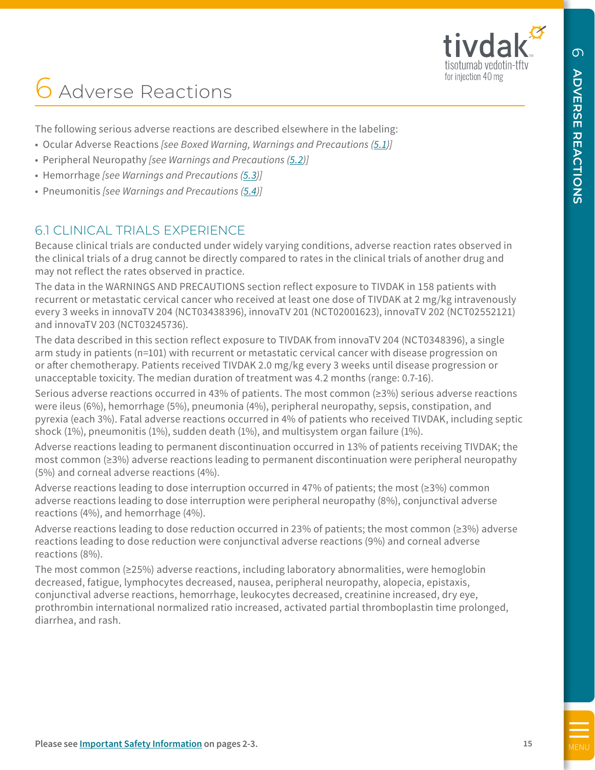# 6 Adverse Reactions

The following serious adverse reactions are described elsewhere in the labeling:

- Ocular Adverse Reactions *[see Boxed Warning, Warnings and Precautions (5.1)]*
- Peripheral Neuropathy *[see Warnings and Precautions (5.2)]*
- Hemorrhage *[see Warnings and Precautions (5.3)]*
- Pneumonitis *[see Warnings and Precautions (5.4)]*

## 6.1 CLINICAL TRIALS EXPERIENCE

Because clinical trials are conducted under widely varying conditions, adverse reaction rates observed in the clinical trials of a drug cannot be directly compared to rates in the clinical trials of another drug and may not reflect the rates observed in practice.

The data in the WARNINGS AND PRECAUTIONS section reflect exposure to TIVDAK in 158 patients with recurrent or metastatic cervical cancer who received at least one dose of TIVDAK at 2 mg/kg intravenously every 3 weeks in innovaTV 204 (NCT03438396), innovaTV 201 (NCT02001623), innovaTV 202 (NCT02552121) and innovaTV 203 (NCT03245736).

The data described in this section reflect exposure to TIVDAK from innovaTV 204 (NCT0348396), a single arm study in patients (n=101) with recurrent or metastatic cervical cancer with disease progression on or after chemotherapy. Patients received TIVDAK 2.0 mg/kg every 3 weeks until disease progression or unacceptable toxicity. The median duration of treatment was 4.2 months (range: 0.7-16).

Serious adverse reactions occurred in 43% of patients. The most common (≥3%) serious adverse reactions were ileus (6%), hemorrhage (5%), pneumonia (4%), peripheral neuropathy, sepsis, constipation, and pyrexia (each 3%). Fatal adverse reactions occurred in 4% of patients who received TIVDAK, including septic shock (1%), pneumonitis (1%), sudden death (1%), and multisystem organ failure (1%).

Adverse reactions leading to permanent discontinuation occurred in 13% of patients receiving TIVDAK; the most common (≥3%) adverse reactions leading to permanent discontinuation were peripheral neuropathy (5%) and corneal adverse reactions (4%).

Adverse reactions leading to dose interruption occurred in 47% of patients; the most (≥3%) common adverse reactions leading to dose interruption were peripheral neuropathy (8%), conjunctival adverse reactions (4%), and hemorrhage (4%).

Adverse reactions leading to dose reduction occurred in 23% of patients; the most common (≥3%) adverse reactions leading to dose reduction were conjunctival adverse reactions (9%) and corneal adverse reactions (8%).

The most common (≥25%) adverse reactions, including laboratory abnormalities, were hemoglobin decreased, fatigue, lymphocytes decreased, nausea, peripheral neuropathy, alopecia, epistaxis, conjunctival adverse reactions, hemorrhage, leukocytes decreased, creatinine increased, dry eye, prothrombin international normalized ratio increased, activated partial thromboplastin time prolonged, diarrhea, and rash.

**Please see Important Safety Information on pages 2-3.**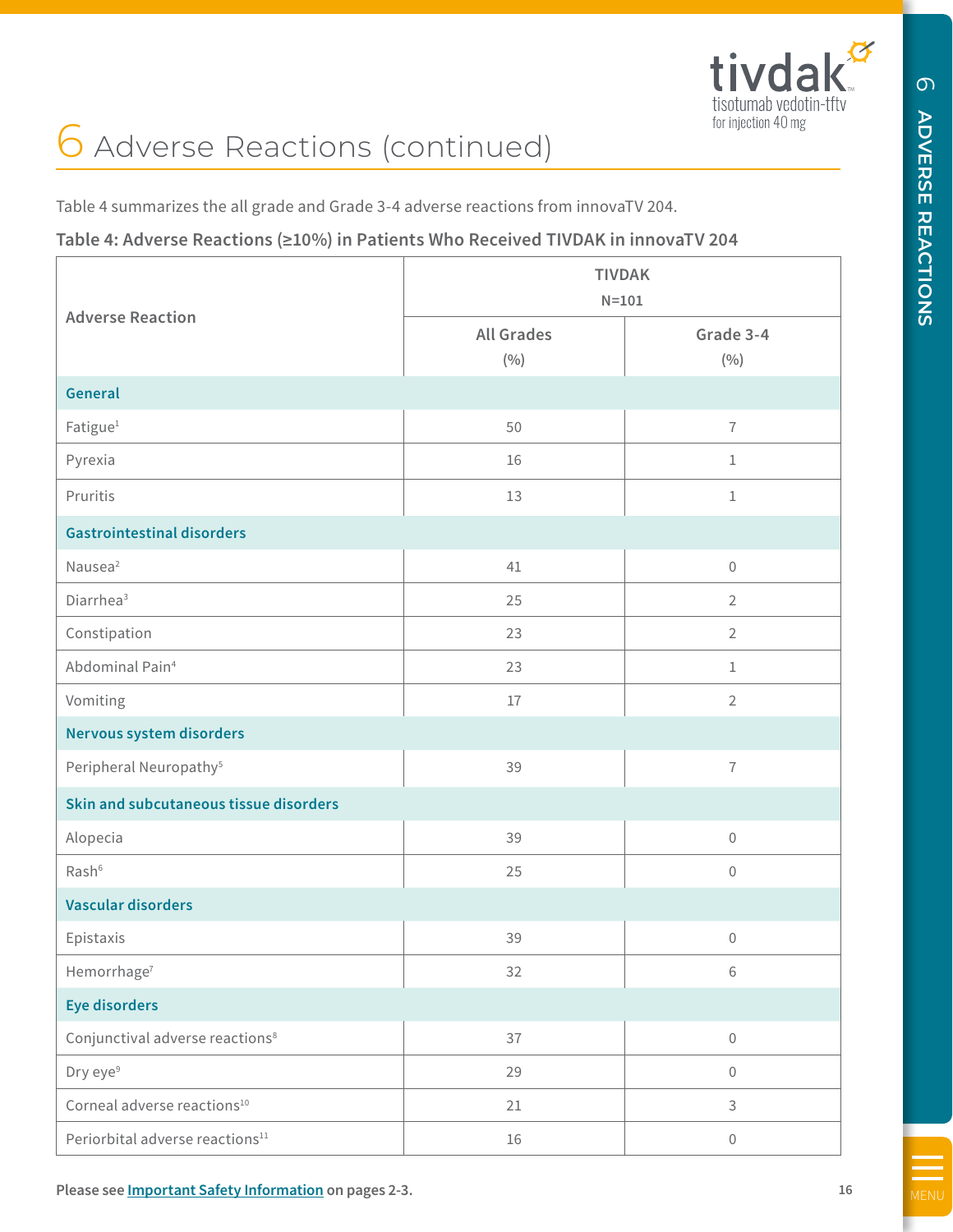# 6 Adverse Reactions (continued)

Table 4 summarizes the all grade and Grade 3-4 adverse reactions from innovaTV 204.

**Table 4: Adverse Reactions (≥10%) in Patients Who Received TIVDAK in innovaTV 204**

| Adverse Reaction | TIVDAK N=101 | |
|---|---|---|
| | All Grades (%) | Grade 3-4 (%) |
| **General** | | |
| Fatigue[1] | 50 | 7 |
| Pyrexia | 16 | 1 |
| Pruritis | 13 | 1 |
| **Gastrointestinal disorders** | | |
| Nausea[2] | 41 | 0 |
| Diarrhea[3] | 25 | 2 |
| Constipation | 23 | 2 |
| Abdominal Pain[4] | 23 | 1 |
| Vomiting | 17 | 2 |
| **Nervous system disorders** | | |
| Peripheral Neuropathy[5] | 39 | 7 |
| **Skin and subcutaneous tissue disorders** | | |
| Alopecia | 39 | 0 |
| Rash[6] | 25 | 0 |
| **Vascular disorders** | | |
| Epistaxis | 39 | 0 |
| Hemorrhage[7] | 32 | 6 |
| **Eye disorders** | | |
| Conjunctival adverse reactions[8] | 37 | 0 |
| Dry eye[9] | 29 | 0 |
| Corneal adverse reactions[10] | 21 | 3 |
| Periorbital adverse reactions[11] | 16 | 0 |

Please see Important Safety Information on pages 2-3.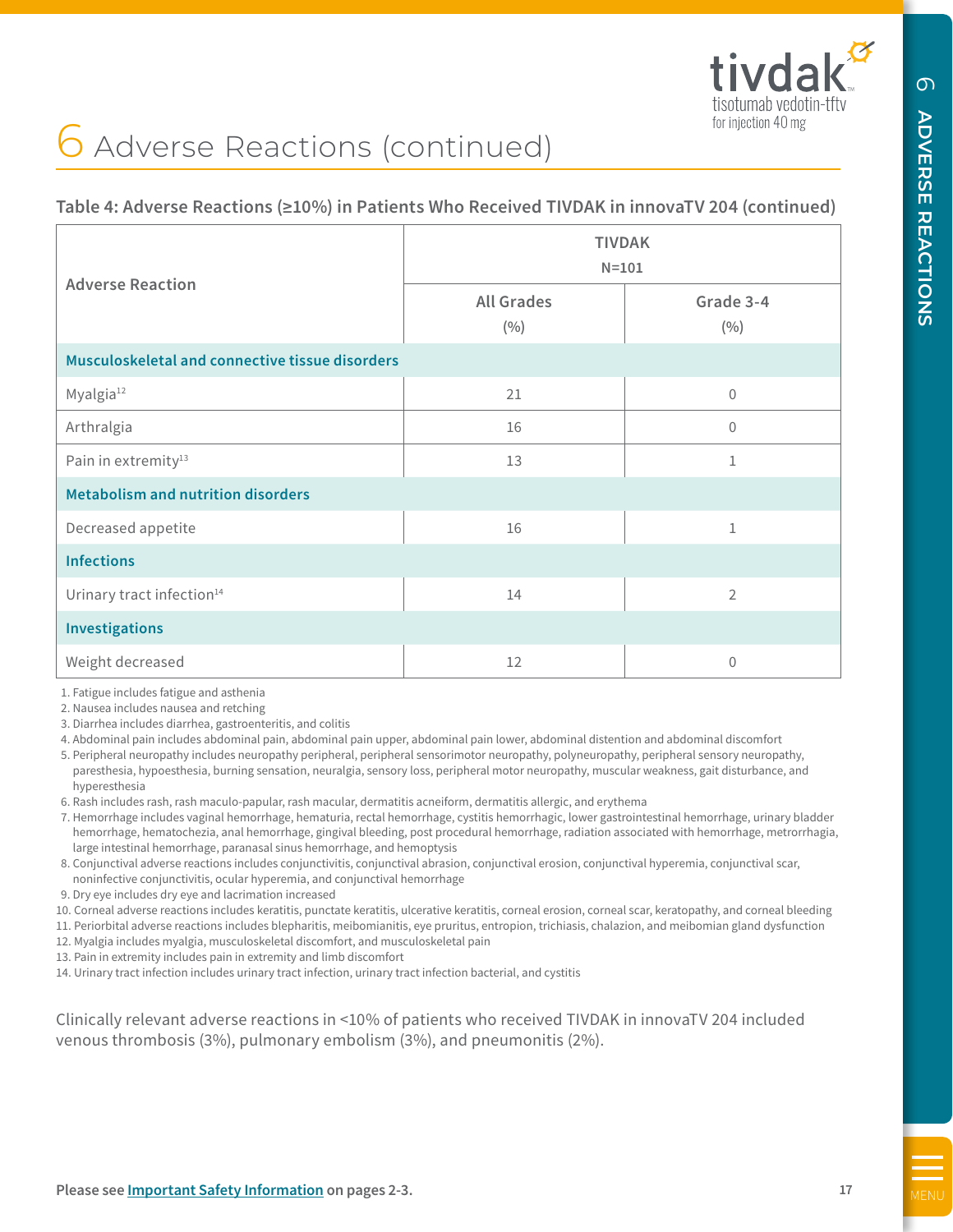# 6 Adverse Reactions (continued)

**Table 4: Adverse Reactions (≥10%) in Patients Who Received TIVDAK in innovaTV 204 (continued)**

| Adverse Reaction | TIVDAK N=101 | |
|---|---|---|
| | All Grades (%) | Grade 3-4 (%) |
| **Musculoskeletal and connective tissue disorders** | | |
| Myalgia[12] | 21 | 0 |
| Arthralgia | 16 | 0 |
| Pain in extremity[13] | 13 | 1 |
| **Metabolism and nutrition disorders** | | |
| Decreased appetite | 16 | 1 |
| **Infections** | | |
| Urinary tract infection[14] | 14 | 2 |
| **Investigations** | | |
| Weight decreased | 12 | 0 |

1. Fatigue includes fatigue and asthenia
2. Nausea includes nausea and retching
3. Diarrhea includes diarrhea, gastroenteritis, and colitis
4. Abdominal pain includes abdominal pain, abdominal pain upper, abdominal pain lower, abdominal distention and abdominal discomfort
5. Peripheral neuropathy includes neuropathy peripheral, peripheral sensorimotor neuropathy, polyneuropathy, peripheral sensory neuropathy, paresthesia, hypoesthesia, burning sensation, neuralgia, sensory loss, peripheral motor neuropathy, muscular weakness, gait disturbance, and hyperesthesia
6. Rash includes rash, rash maculo-papular, rash macular, dermatitis acneiform, dermatitis allergic, and erythema
7. Hemorrhage includes vaginal hemorrhage, hematuria, rectal hemorrhage, cystitis hemorrhagic, lower gastrointestinal hemorrhage, urinary bladder hemorrhage, hematochezia, anal hemorrhage, gingival bleeding, post procedural hemorrhage, radiation associated with hemorrhage, metrorrhagia, large intestinal hemorrhage, paranasal sinus hemorrhage, and hemoptysis
8. Conjunctival adverse reactions includes conjunctivitis, conjunctival abrasion, conjunctival erosion, conjunctival hyperemia, conjunctival scar, noninfective conjunctivitis, ocular hyperemia, and conjunctival hemorrhage
9. Dry eye includes dry eye and lacrimation increased
10. Corneal adverse reactions includes keratitis, punctate keratitis, ulcerative keratitis, corneal erosion, corneal scar, keratopathy, and corneal bleeding
11. Periorbital adverse reactions includes blepharitis, meibomianitis, eye pruritus, entropion, trichiasis, chalazion, and meibomian gland dysfunction
12. Myalgia includes myalgia, musculoskeletal discomfort, and musculoskeletal pain
13. Pain in extremity includes pain in extremity and limb discomfort
14. Urinary tract infection includes urinary tract infection, urinary tract infection bacterial, and cystitis

Clinically relevant adverse reactions in <10% of patients who received TIVDAK in innovaTV 204 included venous thrombosis (3%), pulmonary embolism (3%), and pneumonitis (2%).

**Please see Important Safety Information on pages 2-3.**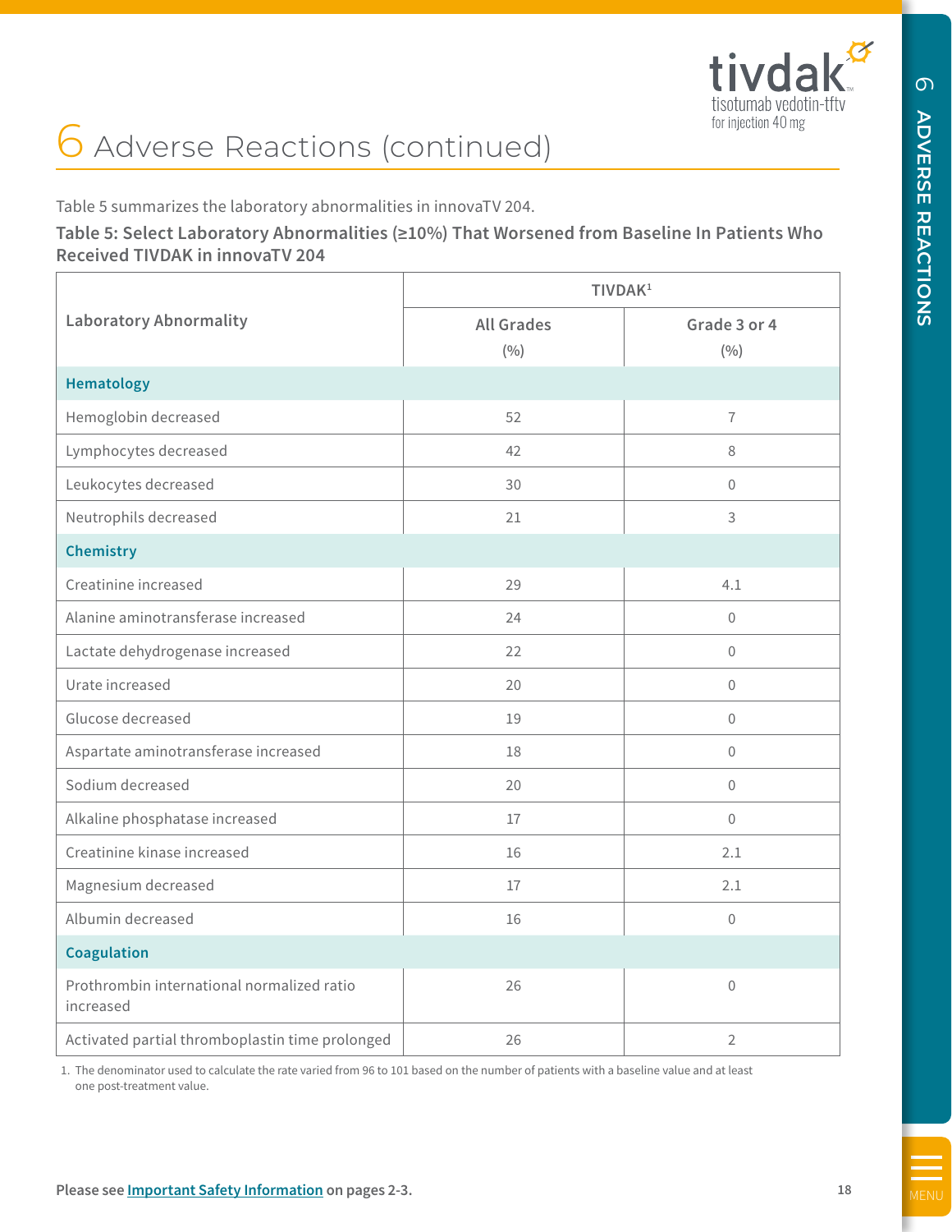# 6 Adverse Reactions (continued)

Table 5 summarizes the laboratory abnormalities in innovaTV 204.

**Table 5: Select Laboratory Abnormalities (≥10%) That Worsened from Baseline In Patients Who Received TIVDAK in innovaTV 204**

| Laboratory Abnormality | TIVDAK[1] | |
|---|---|---|
| | All Grades (%) | Grade 3 or 4 (%) |
| **Hematology** | | |
| Hemoglobin decreased | 52 | 7 |
| Lymphocytes decreased | 42 | 8 |
| Leukocytes decreased | 30 | 0 |
| Neutrophils decreased | 21 | 3 |
| **Chemistry** | | |
| Creatinine increased | 29 | 4.1 |
| Alanine aminotransferase increased | 24 | 0 |
| Lactate dehydrogenase increased | 22 | 0 |
| Urate increased | 20 | 0 |
| Glucose decreased | 19 | 0 |
| Aspartate aminotransferase increased | 18 | 0 |
| Sodium decreased | 20 | 0 |
| Alkaline phosphatase increased | 17 | 0 |
| Creatinine kinase increased | 16 | 2.1 |
| Magnesium decreased | 17 | 2.1 |
| Albumin decreased | 16 | 0 |
| **Coagulation** | | |
| Prothrombin international normalized ratio increased | 26 | 0 |
| Activated partial thromboplastin time prolonged | 26 | 2 |

1. The denominator used to calculate the rate varied from 96 to 101 based on the number of patients with a baseline value and at least one post-treatment value.

Please see **Important Safety Information** on pages 2-3.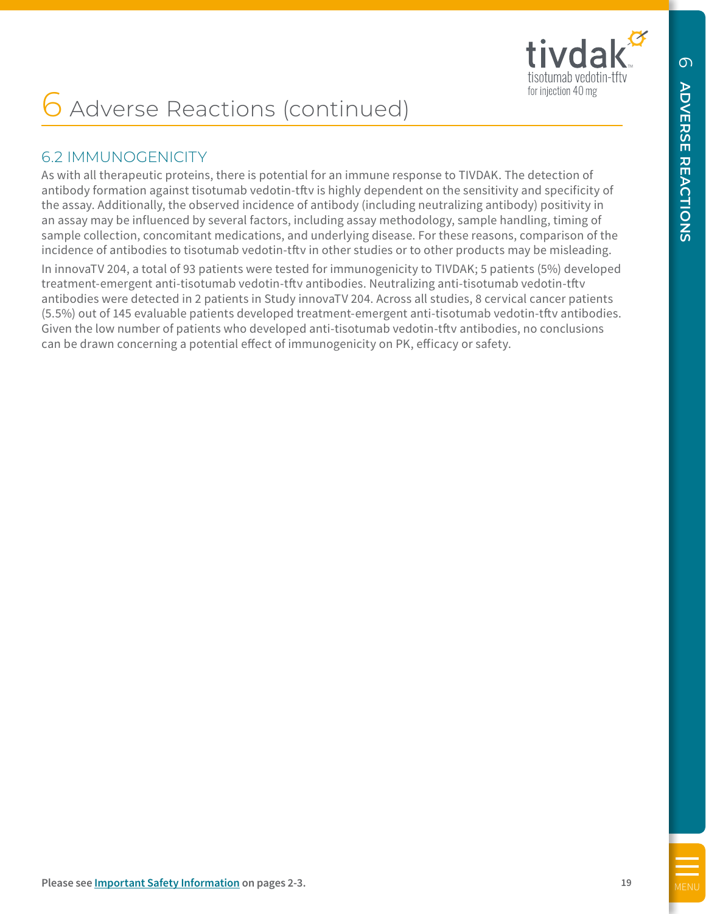# 6 Adverse Reactions (continued)

## 6.2 IMMUNOGENICITY

As with all therapeutic proteins, there is potential for an immune response to TIVDAK. The detection of antibody formation against tisotumab vedotin-tftv is highly dependent on the sensitivity and specificity of the assay. Additionally, the observed incidence of antibody (including neutralizing antibody) positivity in an assay may be influenced by several factors, including assay methodology, sample handling, timing of sample collection, concomitant medications, and underlying disease. For these reasons, comparison of the incidence of antibodies to tisotumab vedotin-tftv in other studies or to other products may be misleading.

In innovaTV 204, a total of 93 patients were tested for immunogenicity to TIVDAK; 5 patients (5%) developed treatment-emergent anti-tisotumab vedotin-tftv antibodies. Neutralizing anti-tisotumab vedotin-tftv antibodies were detected in 2 patients in Study innovaTV 204. Across all studies, 8 cervical cancer patients (5.5%) out of 145 evaluable patients developed treatment-emergent anti-tisotumab vedotin-tftv antibodies. Given the low number of patients who developed anti-tisotumab vedotin-tftv antibodies, no conclusions can be drawn concerning a potential effect of immunogenicity on PK, efficacy or safety.

**Please see Important Safety Information on pages 2-3.**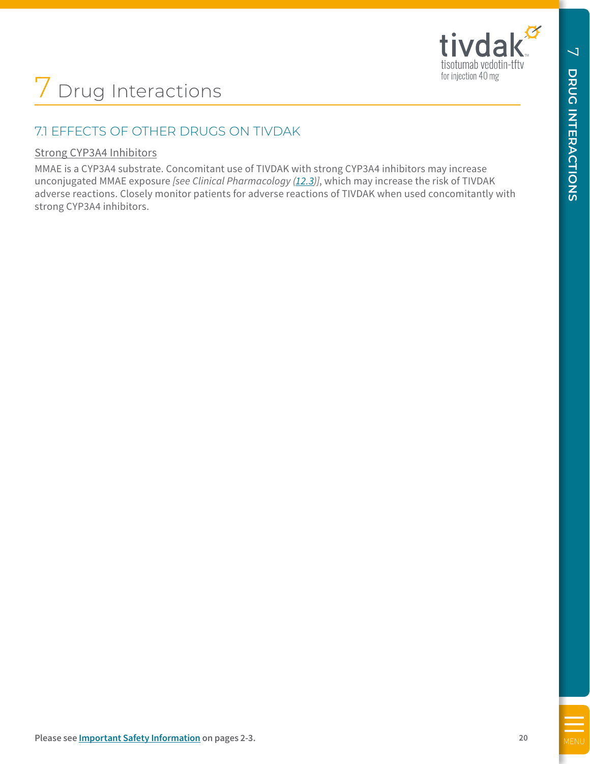# 7 Drug Interactions

## 7.1 EFFECTS OF OTHER DRUGS ON TIVDAK

Strong CYP3A4 Inhibitors

MMAE is a CYP3A4 substrate. Concomitant use of TIVDAK with strong CYP3A4 inhibitors may increase unconjugated MMAE exposure *[see Clinical Pharmacology (12.3)]*, which may increase the risk of TIVDAK adverse reactions. Closely monitor patients for adverse reactions of TIVDAK when used concomitantly with strong CYP3A4 inhibitors.

**Please see Important Safety Information on pages 2-3.**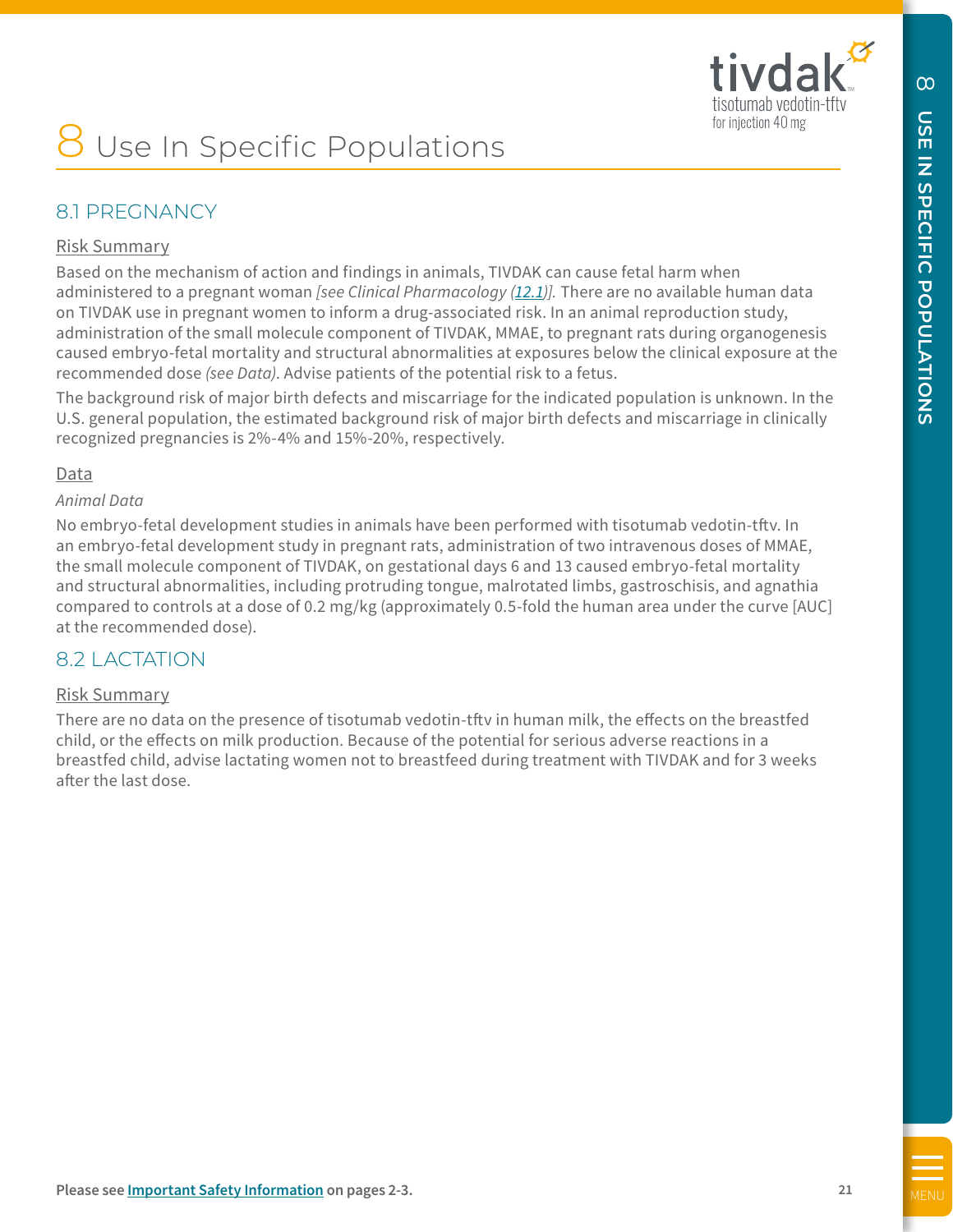# 8 Use In Specific Populations

## 8.1 PREGNANCY

Risk Summary

Based on the mechanism of action and findings in animals, TIVDAK can cause fetal harm when administered to a pregnant woman *[see Clinical Pharmacology (12.1)]*. There are no available human data on TIVDAK use in pregnant women to inform a drug-associated risk. In an animal reproduction study, administration of the small molecule component of TIVDAK, MMAE, to pregnant rats during organogenesis caused embryo-fetal mortality and structural abnormalities at exposures below the clinical exposure at the recommended dose *(see Data)*. Advise patients of the potential risk to a fetus.

The background risk of major birth defects and miscarriage for the indicated population is unknown. In the U.S. general population, the estimated background risk of major birth defects and miscarriage in clinically recognized pregnancies is 2%-4% and 15%-20%, respectively.

Data

*Animal Data*

No embryo-fetal development studies in animals have been performed with tisotumab vedotin-tftv. In an embryo-fetal development study in pregnant rats, administration of two intravenous doses of MMAE, the small molecule component of TIVDAK, on gestational days 6 and 13 caused embryo-fetal mortality and structural abnormalities, including protruding tongue, malrotated limbs, gastroschisis, and agnathia compared to controls at a dose of 0.2 mg/kg (approximately 0.5-fold the human area under the curve [AUC] at the recommended dose).

## 8.2 LACTATION

Risk Summary

There are no data on the presence of tisotumab vedotin-tftv in human milk, the effects on the breastfed child, or the effects on milk production. Because of the potential for serious adverse reactions in a breastfed child, advise lactating women not to breastfeed during treatment with TIVDAK and for 3 weeks after the last dose.

**Please see Important Safety Information on pages 2-3.**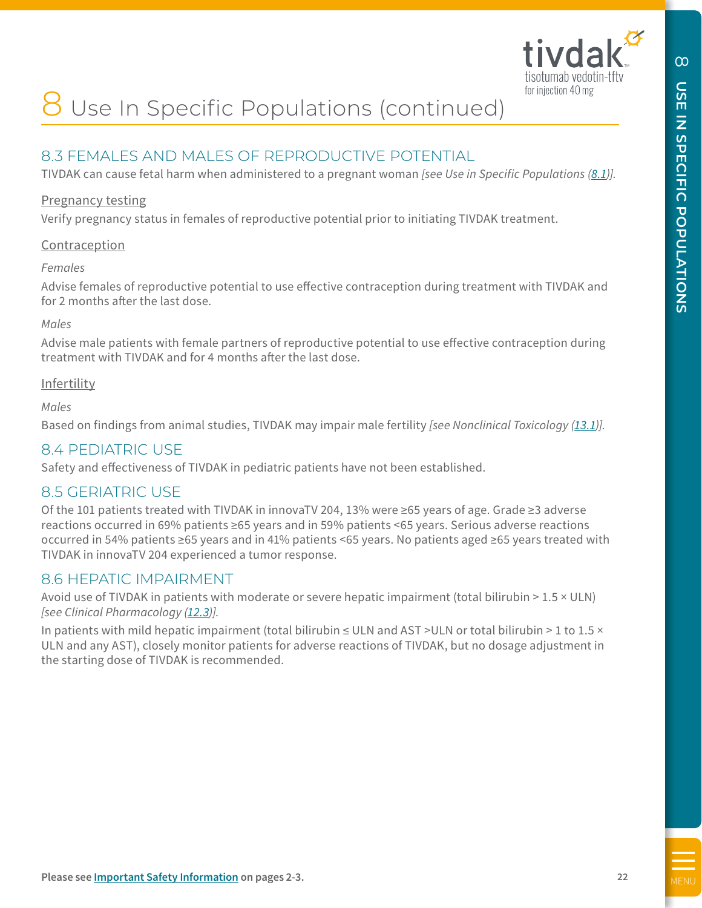# 8 Use In Specific Populations (continued)

## 8.3 FEMALES AND MALES OF REPRODUCTIVE POTENTIAL

TIVDAK can cause fetal harm when administered to a pregnant woman *[see Use in Specific Populations (8.1)]*.

### Pregnancy testing

Verify pregnancy status in females of reproductive potential prior to initiating TIVDAK treatment.

### Contraception

*Females*

Advise females of reproductive potential to use effective contraception during treatment with TIVDAK and for 2 months after the last dose.

*Males*

Advise male patients with female partners of reproductive potential to use effective contraception during treatment with TIVDAK and for 4 months after the last dose.

### Infertility

*Males*

Based on findings from animal studies, TIVDAK may impair male fertility *[see Nonclinical Toxicology (13.1)]*.

## 8.4 PEDIATRIC USE

Safety and effectiveness of TIVDAK in pediatric patients have not been established.

## 8.5 GERIATRIC USE

Of the 101 patients treated with TIVDAK in innovaTV 204, 13% were ≥65 years of age. Grade ≥3 adverse reactions occurred in 69% patients ≥65 years and in 59% patients <65 years. Serious adverse reactions occurred in 54% patients ≥65 years and in 41% patients <65 years. No patients aged ≥65 years treated with TIVDAK in innovaTV 204 experienced a tumor response.

## 8.6 HEPATIC IMPAIRMENT

Avoid use of TIVDAK in patients with moderate or severe hepatic impairment (total bilirubin > 1.5 × ULN) *[see Clinical Pharmacology (12.3)]*.

In patients with mild hepatic impairment (total bilirubin ≤ ULN and AST >ULN or total bilirubin > 1 to 1.5 × ULN and any AST), closely monitor patients for adverse reactions of TIVDAK, but no dosage adjustment in the starting dose of TIVDAK is recommended.

Please see **Important Safety Information** on pages 2-3.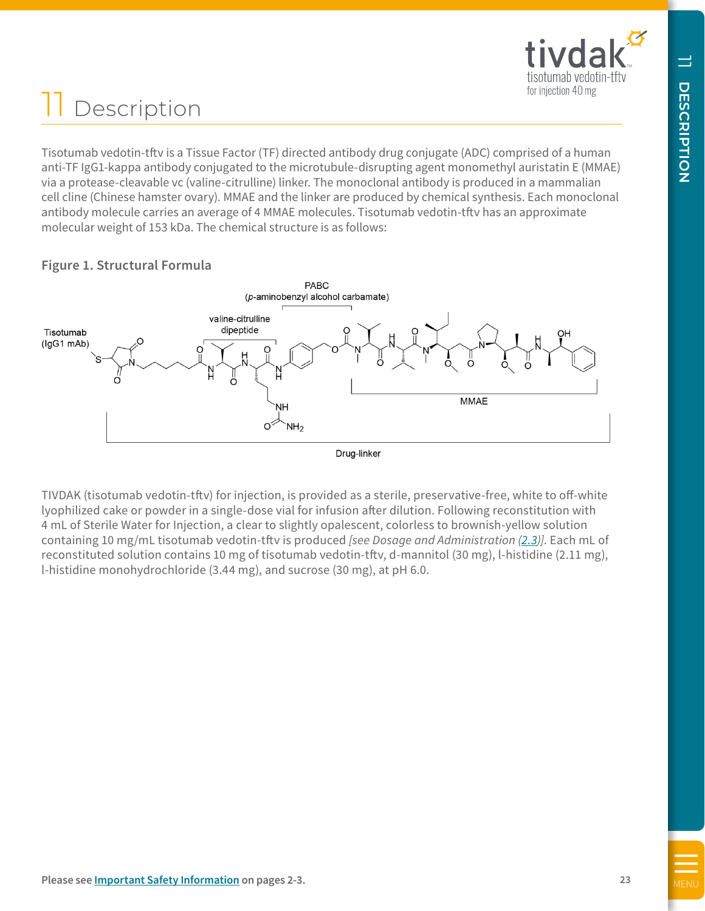# 11 Description

Tisotumab vedotin-tftv is a Tissue Factor (TF) directed antibody drug conjugate (ADC) comprised of a human anti-TF IgG1-kappa antibody conjugated to the microtubule-disrupting agent monomethyl auristatin E (MMAE) via a protease-cleavable vc (valine-citrulline) linker. The monoclonal antibody is produced in a mammalian cell cline (Chinese hamster ovary). MMAE and the linker are produced by chemical synthesis. Each monoclonal antibody molecule carries an average of 4 MMAE molecules. Tisotumab vedotin-tftv has an approximate molecular weight of 153 kDa. The chemical structure is as follows:

### Figure 1. Structural Formula

TIVDAK (tisotumab vedotin-tftv) for injection, is provided as a sterile, preservative-free, white to off-white lyophilized cake or powder in a single-dose vial for infusion after dilution. Following reconstitution with 4 mL of Sterile Water for Injection, a clear to slightly opalescent, colorless to brownish-yellow solution containing 10 mg/mL tisotumab vedotin-tftv is produced *[see Dosage and Administration (2.3)]*. Each mL of reconstituted solution contains 10 mg of tisotumab vedotin-tftv, d-mannitol (30 mg), l-histidine (2.11 mg), l-histidine monohydrochloride (3.44 mg), and sucrose (30 mg), at pH 6.0.

Please see **Important Safety Information** on pages 2-3.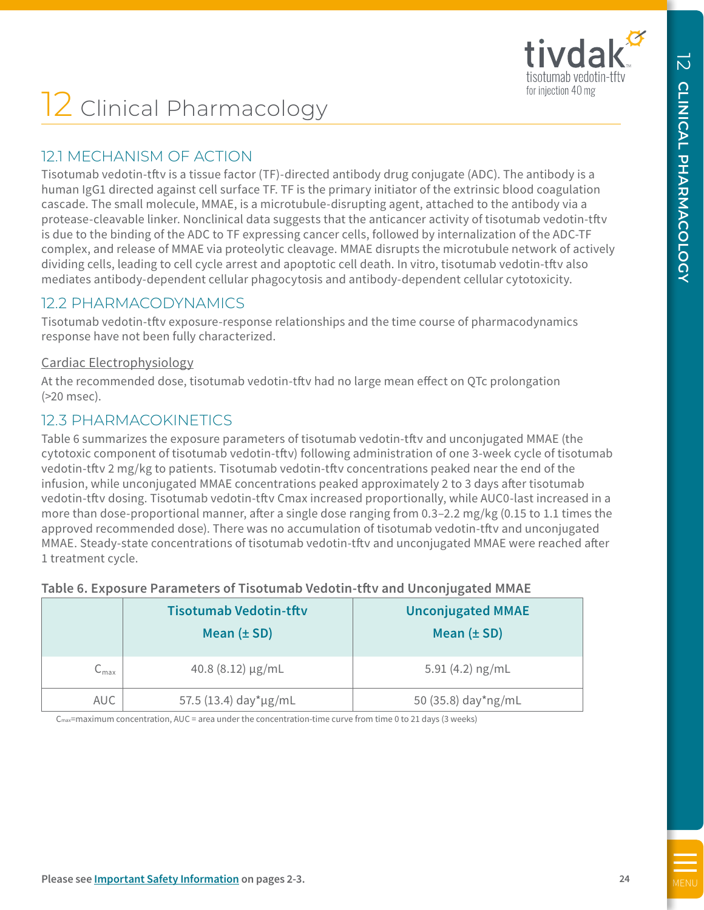# 12 Clinical Pharmacology

## 12.1 MECHANISM OF ACTION

Tisotumab vedotin-tftv is a tissue factor (TF)-directed antibody drug conjugate (ADC). The antibody is a human IgG1 directed against cell surface TF. TF is the primary initiator of the extrinsic blood coagulation cascade. The small molecule, MMAE, is a microtubule-disrupting agent, attached to the antibody via a protease-cleavable linker. Nonclinical data suggests that the anticancer activity of tisotumab vedotin-tftv is due to the binding of the ADC to TF expressing cancer cells, followed by internalization of the ADC-TF complex, and release of MMAE via proteolytic cleavage. MMAE disrupts the microtubule network of actively dividing cells, leading to cell cycle arrest and apoptotic cell death. In vitro, tisotumab vedotin-tftv also mediates antibody-dependent cellular phagocytosis and antibody-dependent cellular cytotoxicity.

## 12.2 PHARMACODYNAMICS

Tisotumab vedotin-tftv exposure-response relationships and the time course of pharmacodynamics response have not been fully characterized.

Cardiac Electrophysiology

At the recommended dose, tisotumab vedotin-tftv had no large mean effect on QTc prolongation (>20 msec).

## 12.3 PHARMACOKINETICS

Table 6 summarizes the exposure parameters of tisotumab vedotin-tftv and unconjugated MMAE (the cytotoxic component of tisotumab vedotin-tftv) following administration of one 3-week cycle of tisotumab vedotin-tftv 2 mg/kg to patients. Tisotumab vedotin-tftv concentrations peaked near the end of the infusion, while unconjugated MMAE concentrations peaked approximately 2 to 3 days after tisotumab vedotin-tftv dosing. Tisotumab vedotin-tftv Cmax increased proportionally, while AUC0-last increased in a more than dose-proportional manner, after a single dose ranging from 0.3–2.2 mg/kg (0.15 to 1.1 times the approved recommended dose). There was no accumulation of tisotumab vedotin-tftv and unconjugated MMAE. Steady-state concentrations of tisotumab vedotin-tftv and unconjugated MMAE were reached after 1 treatment cycle.

**Table 6. Exposure Parameters of Tisotumab Vedotin-tftv and Unconjugated MMAE**

| | Tisotumab Vedotin-tftv Mean (± SD) | Unconjugated MMAE Mean (± SD) |
|---|---|---|
| $C_{max}$ | 40.8 (8.12) µg/mL | 5.91 (4.2) ng/mL |
| AUC | 57.5 (13.4) day*µg/mL | 50 (35.8) day*ng/mL |

$C_{max}$=maximum concentration, AUC = area under the concentration-time curve from time 0 to 21 days (3 weeks)

Please see Important Safety Information on pages 2-3.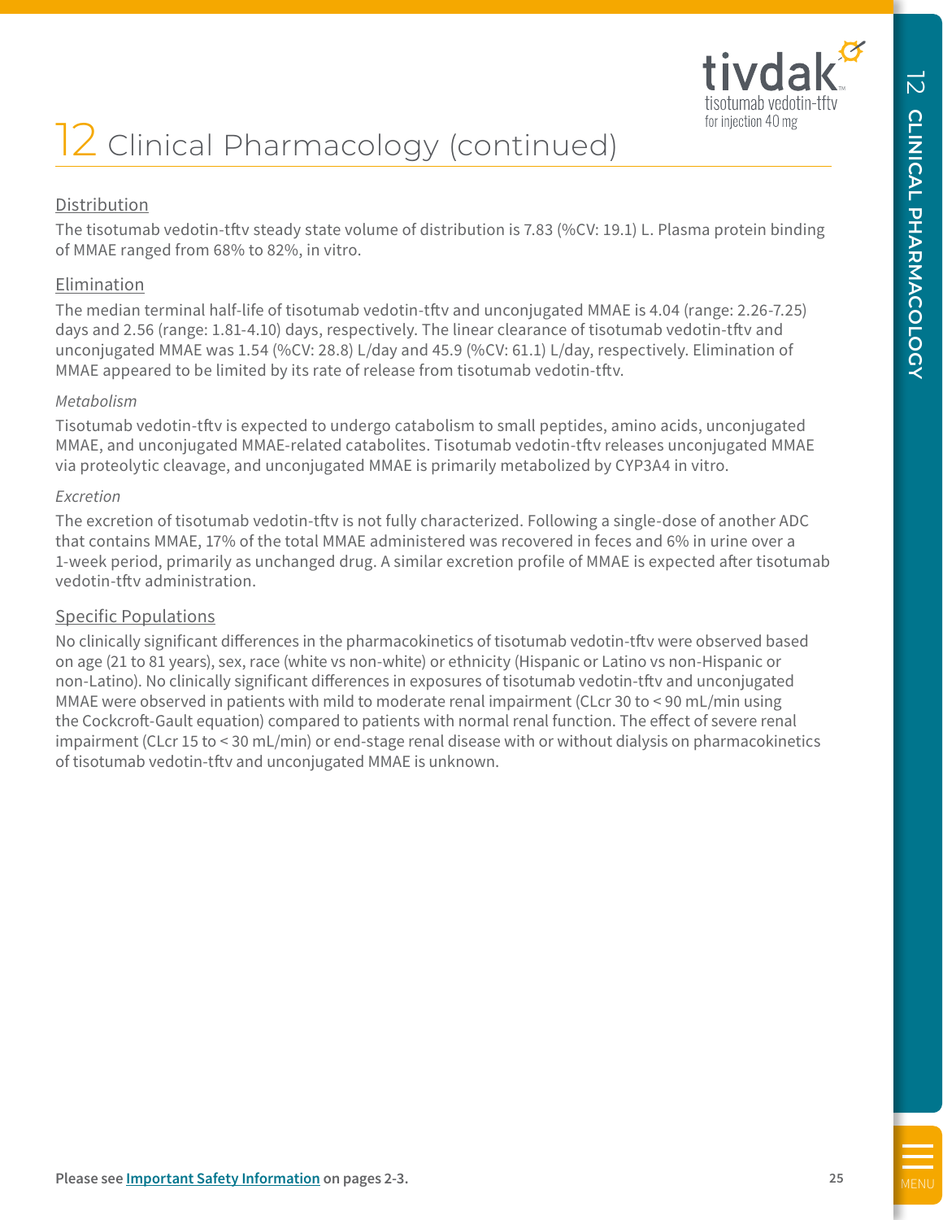# 12 Clinical Pharmacology (continued)

## Distribution

The tisotumab vedotin-tftv steady state volume of distribution is 7.83 (%CV: 19.1) L. Plasma protein binding of MMAE ranged from 68% to 82%, in vitro.

## Elimination

The median terminal half-life of tisotumab vedotin-tftv and unconjugated MMAE is 4.04 (range: 2.26-7.25) days and 2.56 (range: 1.81-4.10) days, respectively. The linear clearance of tisotumab vedotin-tftv and unconjugated MMAE was 1.54 (%CV: 28.8) L/day and 45.9 (%CV: 61.1) L/day, respectively. Elimination of MMAE appeared to be limited by its rate of release from tisotumab vedotin-tftv.

*Metabolism*

Tisotumab vedotin-tftv is expected to undergo catabolism to small peptides, amino acids, unconjugated MMAE, and unconjugated MMAE-related catabolites. Tisotumab vedotin-tftv releases unconjugated MMAE via proteolytic cleavage, and unconjugated MMAE is primarily metabolized by CYP3A4 in vitro.

*Excretion*

The excretion of tisotumab vedotin-tftv is not fully characterized. Following a single-dose of another ADC that contains MMAE, 17% of the total MMAE administered was recovered in feces and 6% in urine over a 1-week period, primarily as unchanged drug. A similar excretion profile of MMAE is expected after tisotumab vedotin-tftv administration.

## Specific Populations

No clinically significant differences in the pharmacokinetics of tisotumab vedotin-tftv were observed based on age (21 to 81 years), sex, race (white vs non-white) or ethnicity (Hispanic or Latino vs non-Hispanic or non-Latino). No clinically significant differences in exposures of tisotumab vedotin-tftv and unconjugated MMAE were observed in patients with mild to moderate renal impairment (CLcr 30 to < 90 mL/min using the Cockcroft-Gault equation) compared to patients with normal renal function. The effect of severe renal impairment (CLcr 15 to < 30 mL/min) or end-stage renal disease with or without dialysis on pharmacokinetics of tisotumab vedotin-tftv and unconjugated MMAE is unknown.

**Please see Important Safety Information on pages 2-3.**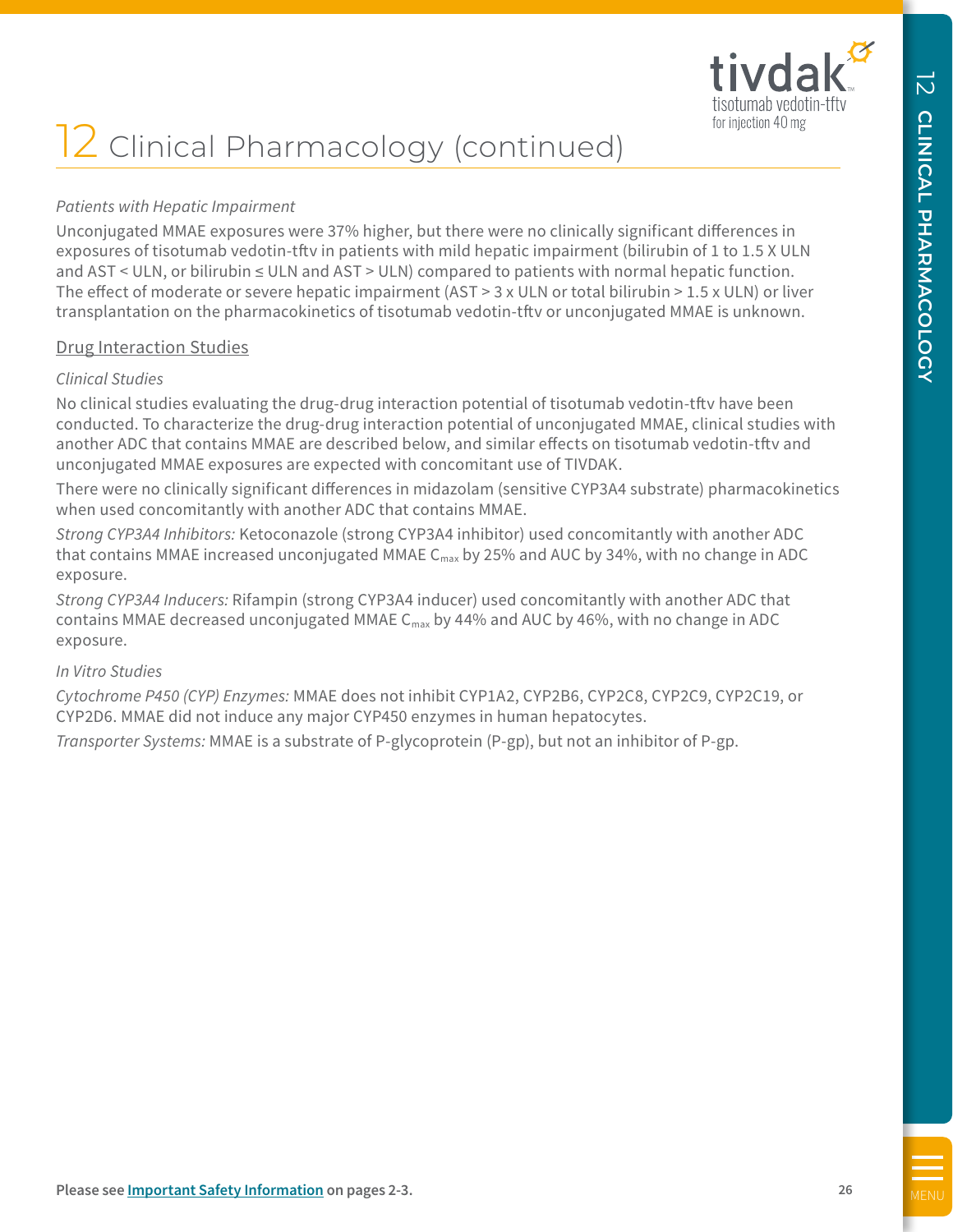# 12 Clinical Pharmacology (continued)

*Patients with Hepatic Impairment*

Unconjugated MMAE exposures were 37% higher, but there were no clinically significant differences in exposures of tisotumab vedotin-tftv in patients with mild hepatic impairment (bilirubin of 1 to 1.5 X ULN and AST < ULN, or bilirubin ≤ ULN and AST > ULN) compared to patients with normal hepatic function. The effect of moderate or severe hepatic impairment (AST > 3 x ULN or total bilirubin > 1.5 x ULN) or liver transplantation on the pharmacokinetics of tisotumab vedotin-tftv or unconjugated MMAE is unknown.

## Drug Interaction Studies

*Clinical Studies*

No clinical studies evaluating the drug-drug interaction potential of tisotumab vedotin-tftv have been conducted. To characterize the drug-drug interaction potential of unconjugated MMAE, clinical studies with another ADC that contains MMAE are described below, and similar effects on tisotumab vedotin-tftv and unconjugated MMAE exposures are expected with concomitant use of TIVDAK.

There were no clinically significant differences in midazolam (sensitive CYP3A4 substrate) pharmacokinetics when used concomitantly with another ADC that contains MMAE.

*Strong CYP3A4 Inhibitors:* Ketoconazole (strong CYP3A4 inhibitor) used concomitantly with another ADC that contains MMAE increased unconjugated MMAE $C_{max}$ by 25% and AUC by 34%, with no change in ADC exposure.

*Strong CYP3A4 Inducers:* Rifampin (strong CYP3A4 inducer) used concomitantly with another ADC that contains MMAE decreased unconjugated MMAE $C_{max}$ by 44% and AUC by 46%, with no change in ADC exposure.

*In Vitro Studies*

*Cytochrome P450 (CYP) Enzymes:* MMAE does not inhibit CYP1A2, CYP2B6, CYP2C8, CYP2C9, CYP2C19, or CYP2D6. MMAE did not induce any major CYP450 enzymes in human hepatocytes.

*Transporter Systems:* MMAE is a substrate of P-glycoprotein (P-gp), but not an inhibitor of P-gp.

Please see **Important Safety Information** on pages 2-3.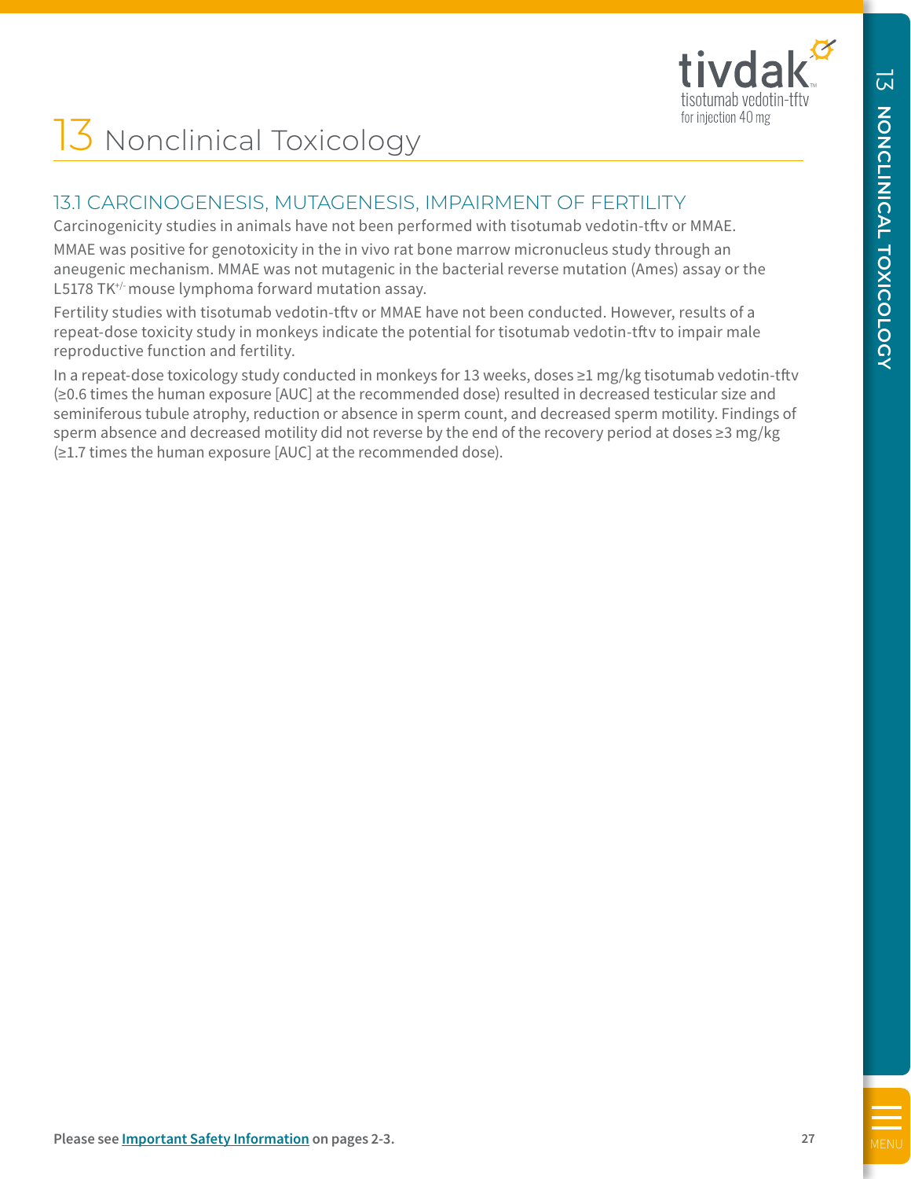# 13 Nonclinical Toxicology

## 13.1 CARCINOGENESIS, MUTAGENESIS, IMPAIRMENT OF FERTILITY

Carcinogenicity studies in animals have not been performed with tisotumab vedotin-tftv or MMAE.

MMAE was positive for genotoxicity in the in vivo rat bone marrow micronucleus study through an aneugenic mechanism. MMAE was not mutagenic in the bacterial reverse mutation (Ames) assay or the L5178 $TK^{+/-}$ mouse lymphoma forward mutation assay.

Fertility studies with tisotumab vedotin-tftv or MMAE have not been conducted. However, results of a repeat-dose toxicity study in monkeys indicate the potential for tisotumab vedotin-tftv to impair male reproductive function and fertility.

In a repeat-dose toxicology study conducted in monkeys for 13 weeks, doses ≥1 mg/kg tisotumab vedotin-tftv (≥0.6 times the human exposure [AUC] at the recommended dose) resulted in decreased testicular size and seminiferous tubule atrophy, reduction or absence in sperm count, and decreased sperm motility. Findings of sperm absence and decreased motility did not reverse by the end of the recovery period at doses ≥3 mg/kg (≥1.7 times the human exposure [AUC] at the recommended dose).

Please see Important Safety Information on pages 2-3.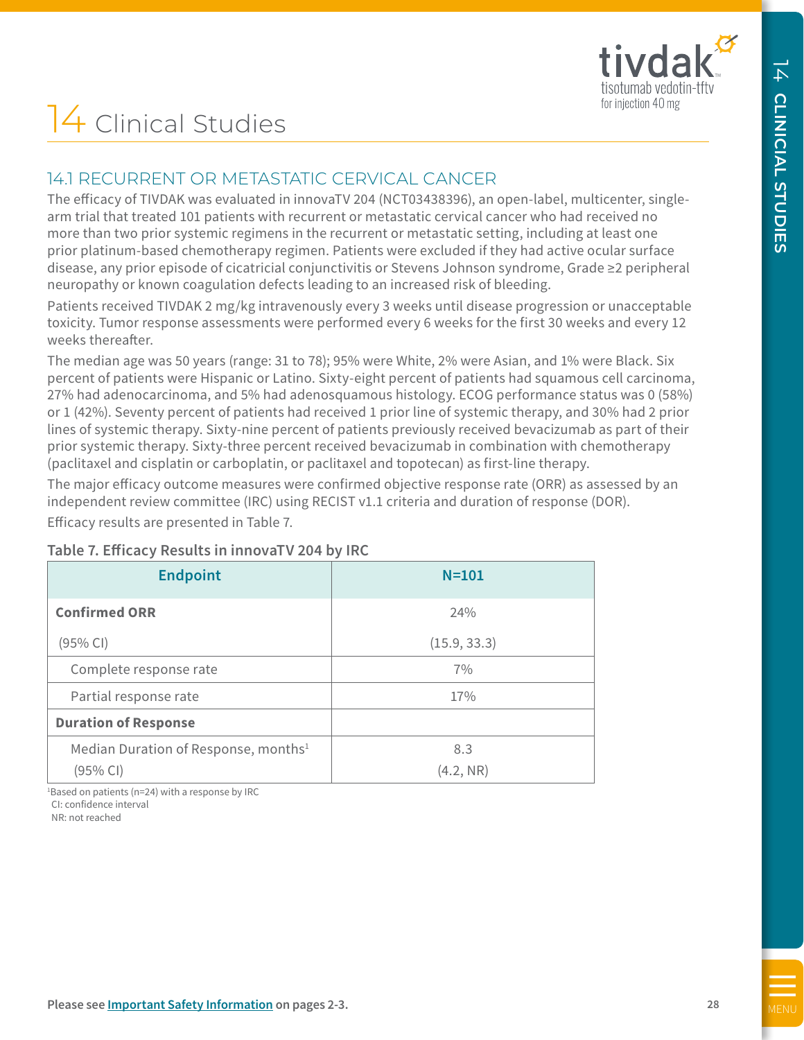# 14 Clinical Studies

## 14.1 RECURRENT OR METASTATIC CERVICAL CANCER

The efficacy of TIVDAK was evaluated in innovaTV 204 (NCT03438396), an open-label, multicenter, single-arm trial that treated 101 patients with recurrent or metastatic cervical cancer who had received no more than two prior systemic regimens in the recurrent or metastatic setting, including at least one prior platinum-based chemotherapy regimen. Patients were excluded if they had active ocular surface disease, any prior episode of cicatricial conjunctivitis or Stevens Johnson syndrome, Grade ≥2 peripheral neuropathy or known coagulation defects leading to an increased risk of bleeding.

Patients received TIVDAK 2 mg/kg intravenously every 3 weeks until disease progression or unacceptable toxicity. Tumor response assessments were performed every 6 weeks for the first 30 weeks and every 12 weeks thereafter.

The median age was 50 years (range: 31 to 78); 95% were White, 2% were Asian, and 1% were Black. Six percent of patients were Hispanic or Latino. Sixty-eight percent of patients had squamous cell carcinoma, 27% had adenocarcinoma, and 5% had adenosquamous histology. ECOG performance status was 0 (58%) or 1 (42%). Seventy percent of patients had received 1 prior line of systemic therapy, and 30% had 2 prior lines of systemic therapy. Sixty-nine percent of patients previously received bevacizumab as part of their prior systemic therapy. Sixty-three percent received bevacizumab in combination with chemotherapy (paclitaxel and cisplatin or carboplatin, or paclitaxel and topotecan) as first-line therapy.

The major efficacy outcome measures were confirmed objective response rate (ORR) as assessed by an independent review committee (IRC) using RECIST v1.1 criteria and duration of response (DOR).

Efficacy results are presented in Table 7.

**Table 7. Efficacy Results in innovaTV 204 by IRC**

| Endpoint | N=101 |
|---|---|
| **Confirmed ORR** | 24% |
| (95% CI) | (15.9, 33.3) |
| Complete response rate | 7% |
| Partial response rate | 17% |
| **Duration of Response** | |
| Median Duration of Response, months[1] (95% CI) | 8.3 (4.2, NR) |

[1]Based on patients (n=24) with a response by IRC
CI: confidence interval
NR: not reached

Please see Important Safety Information on pages 2-3.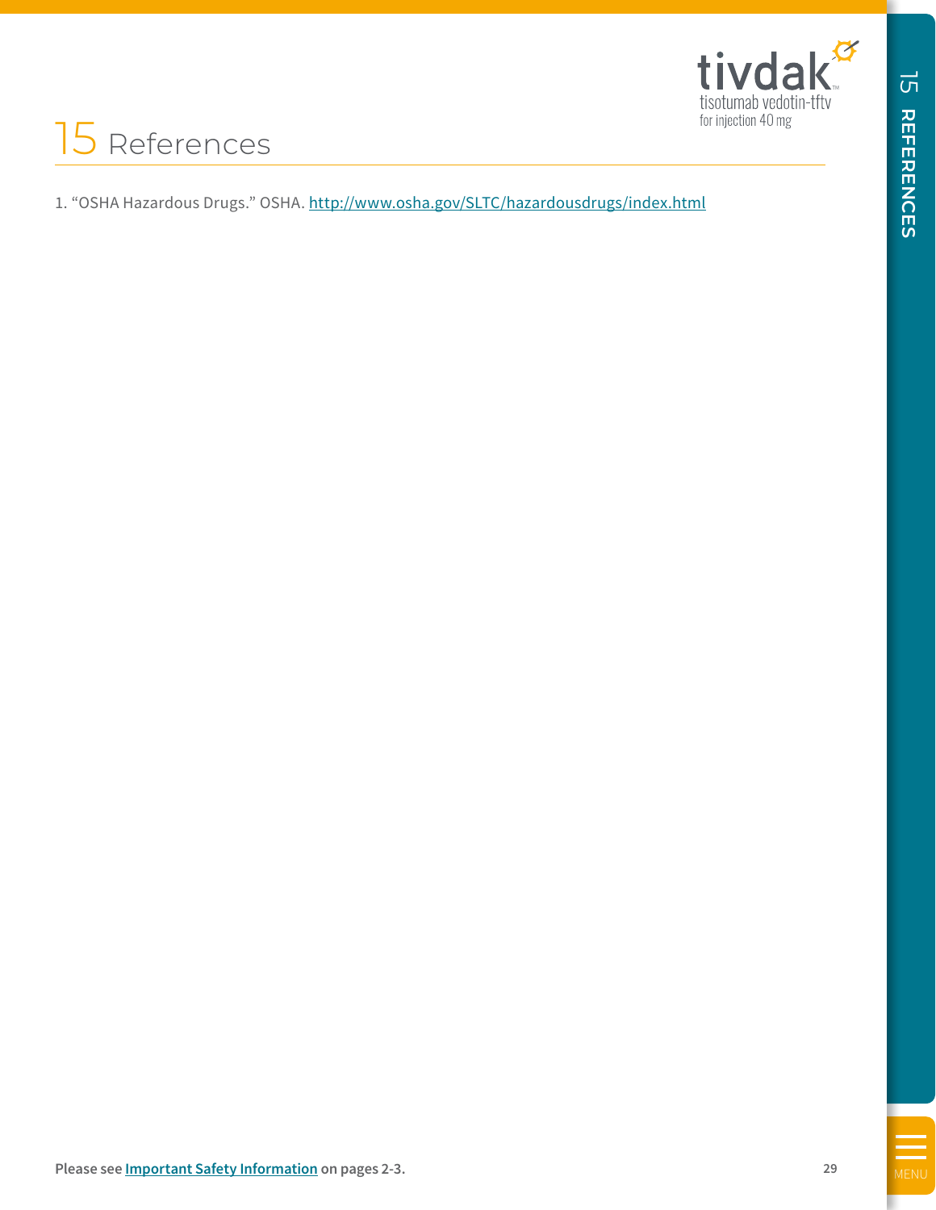# 15 References

1. "OSHA Hazardous Drugs." OSHA. http://www.osha.gov/SLTC/hazardousdrugs/index.html

Please see **Important Safety Information** on pages 2-3.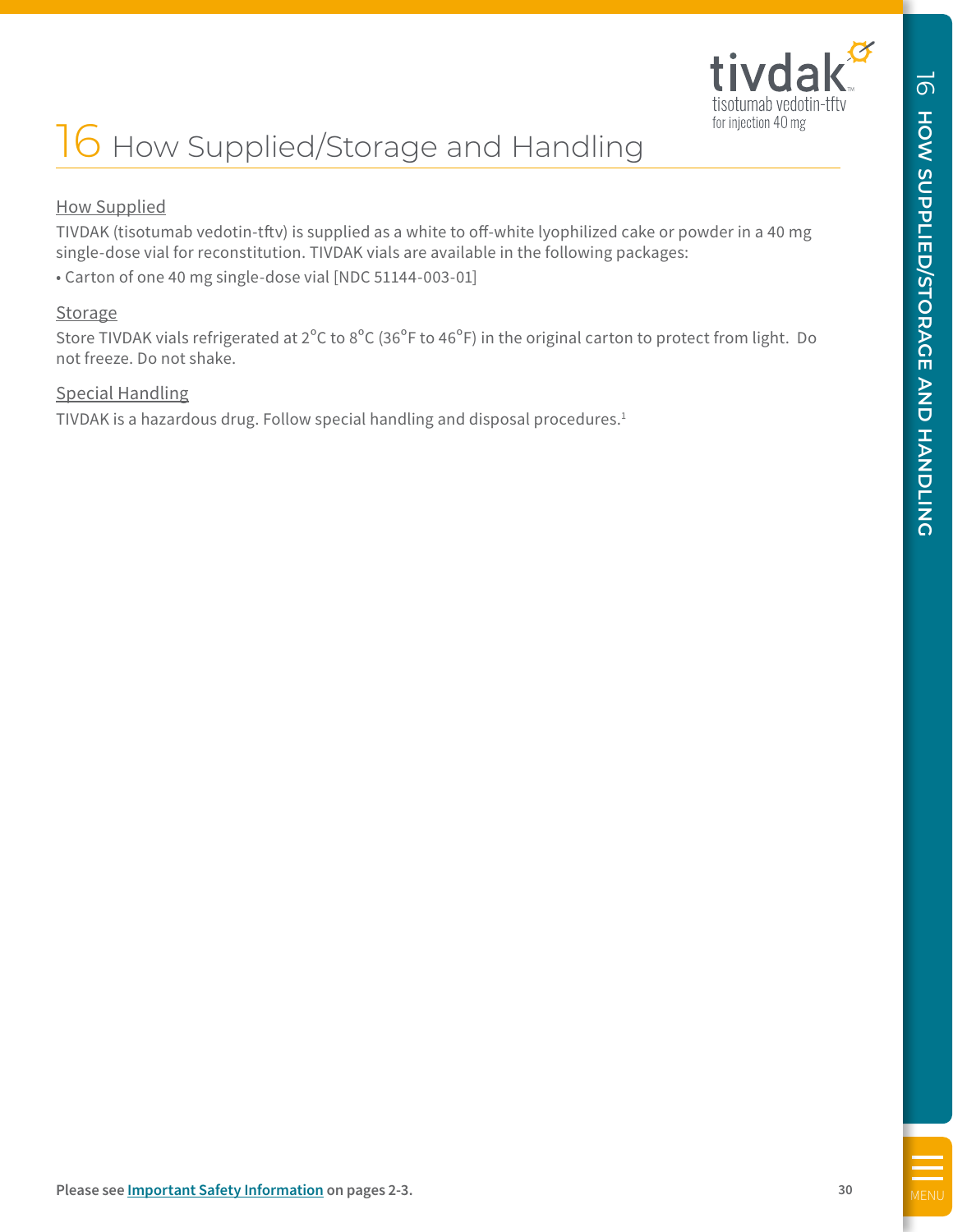# 16 How Supplied/Storage and Handling

## How Supplied

TIVDAK (tisotumab vedotin-tftv) is supplied as a white to off-white lyophilized cake or powder in a 40 mg single-dose vial for reconstitution. TIVDAK vials are available in the following packages:

- Carton of one 40 mg single-dose vial [NDC 51144-003-01]

## Storage

Store TIVDAK vials refrigerated at 2°C to 8°C (36°F to 46°F) in the original carton to protect from light. Do not freeze. Do not shake.

## Special Handling

TIVDAK is a hazardous drug. Follow special handling and disposal procedures.[1]

Please see **Important Safety Information** on pages 2-3.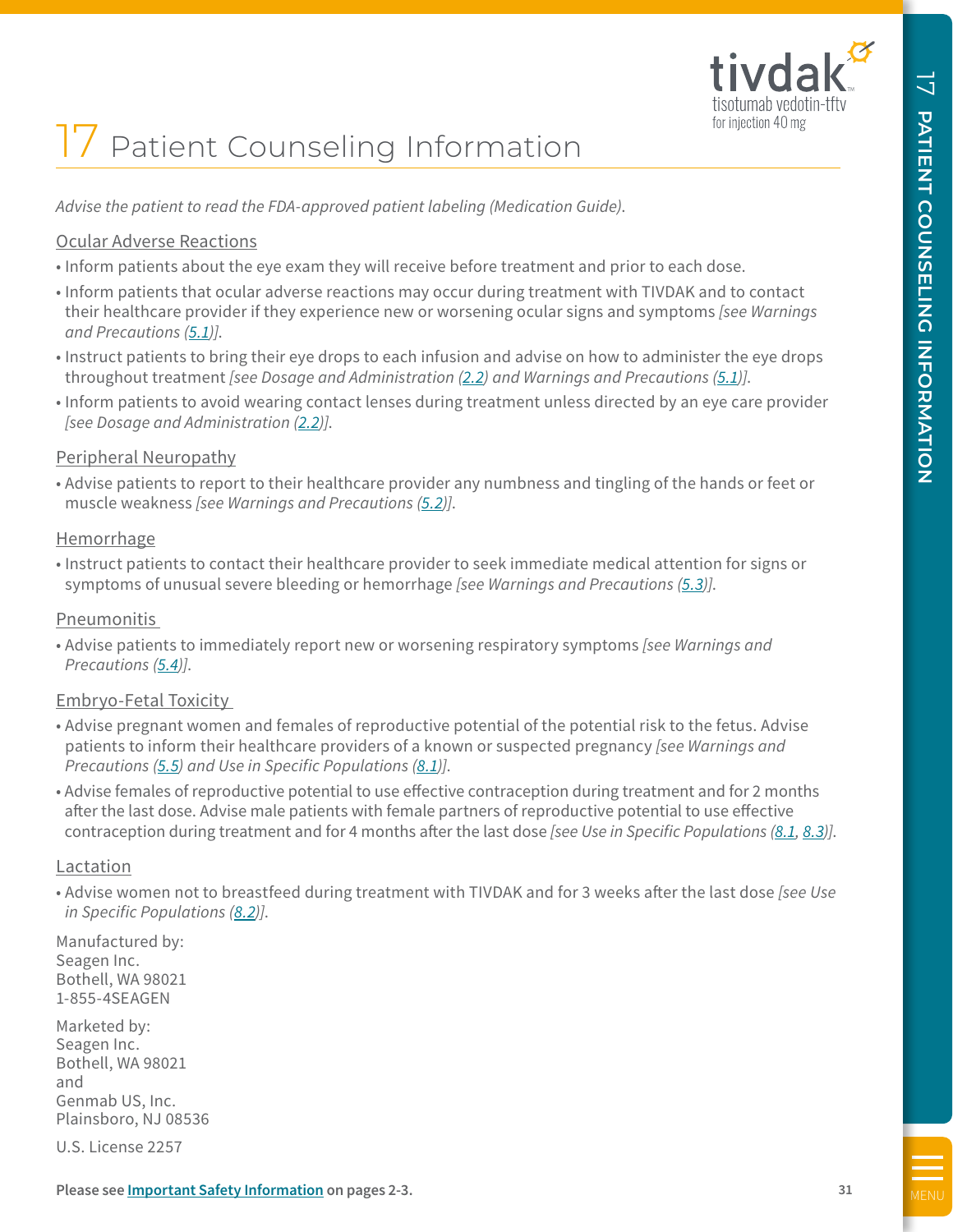# 17 Patient Counseling Information

*Advise the patient to read the FDA-approved patient labeling (Medication Guide).*

Ocular Adverse Reactions

- Inform patients about the eye exam they will receive before treatment and prior to each dose.
- Inform patients that ocular adverse reactions may occur during treatment with TIVDAK and to contact their healthcare provider if they experience new or worsening ocular signs and symptoms *[see Warnings and Precautions (5.1)]*.
- Instruct patients to bring their eye drops to each infusion and advise on how to administer the eye drops throughout treatment *[see Dosage and Administration (2.2) and Warnings and Precautions (5.1)]*.
- Inform patients to avoid wearing contact lenses during treatment unless directed by an eye care provider *[see Dosage and Administration (2.2)]*.

Peripheral Neuropathy

- Advise patients to report to their healthcare provider any numbness and tingling of the hands or feet or muscle weakness *[see Warnings and Precautions (5.2)]*.

Hemorrhage

- Instruct patients to contact their healthcare provider to seek immediate medical attention for signs or symptoms of unusual severe bleeding or hemorrhage *[see Warnings and Precautions (5.3)]*.

Pneumonitis

- Advise patients to immediately report new or worsening respiratory symptoms *[see Warnings and Precautions (5.4)]*.

Embryo-Fetal Toxicity

- Advise pregnant women and females of reproductive potential of the potential risk to the fetus. Advise patients to inform their healthcare providers of a known or suspected pregnancy *[see Warnings and Precautions (5.5) and Use in Specific Populations (8.1)]*.
- Advise females of reproductive potential to use effective contraception during treatment and for 2 months after the last dose. Advise male patients with female partners of reproductive potential to use effective contraception during treatment and for 4 months after the last dose *[see Use in Specific Populations (8.1, 8.3)]*.

Lactation

- Advise women not to breastfeed during treatment with TIVDAK and for 3 weeks after the last dose *[see Use in Specific Populations (8.2)]*.

Manufactured by:
Seagen Inc.
Bothell, WA 98021
1-855-4SEAGEN

Marketed by:
Seagen Inc.
Bothell, WA 98021
and
Genmab US, Inc.
Plainsboro, NJ 08536

U.S. License 2257

**Please see Important Safety Information on pages 2-3.**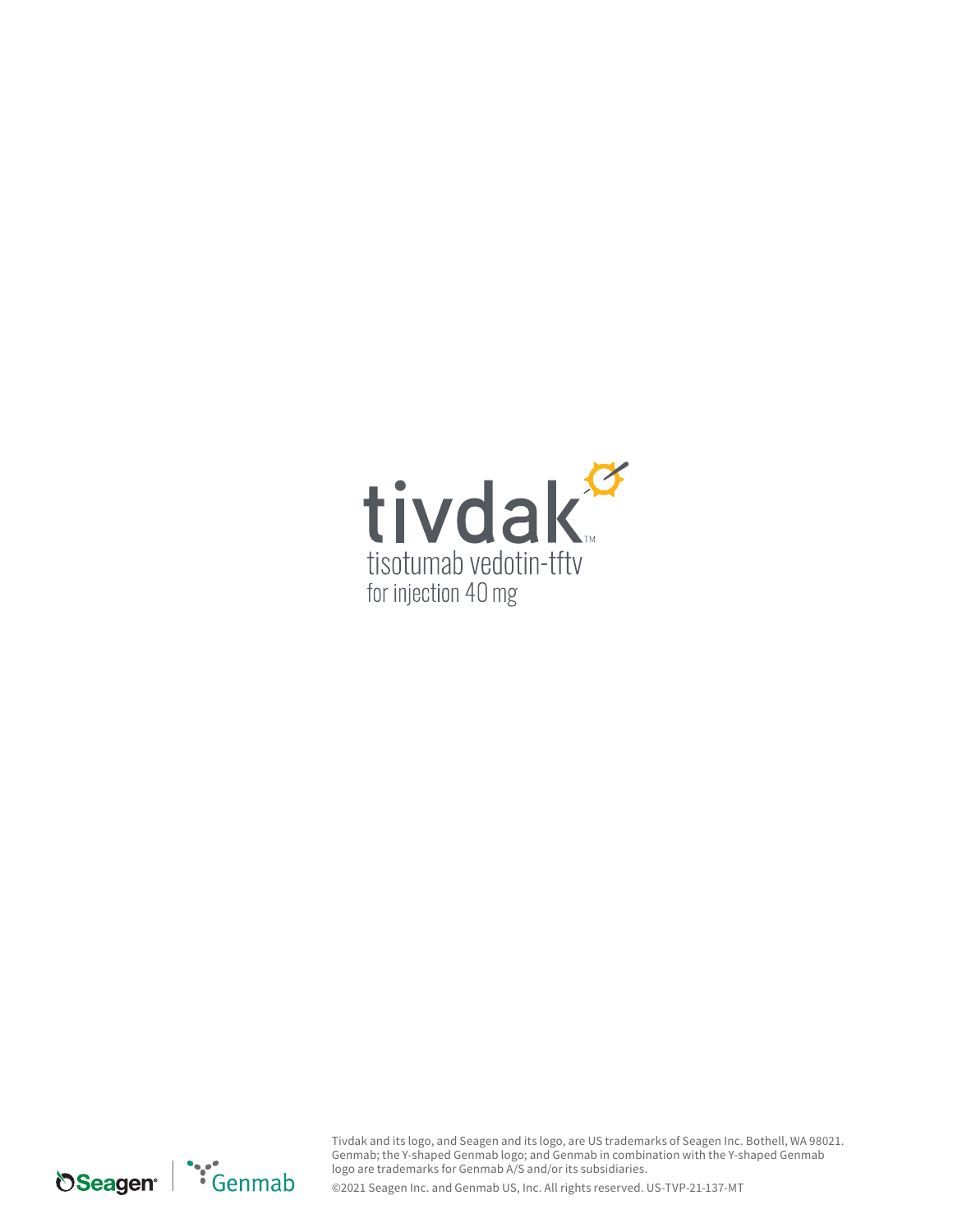tivdak™

tisotumab vedotin-tftv

for injection 40 mg

Seagen | Genmab

Tivdak and its logo, and Seagen and its logo, are US trademarks of Seagen Inc. Bothell, WA 98021. Genmab; the Y-shaped Genmab logo; and Genmab in combination with the Y-shaped Genmab logo are trademarks for Genmab A/S and/or its subsidiaries.

©2021 Seagen Inc. and Genmab US, Inc. All rights reserved. US-TVP-21-137-MT